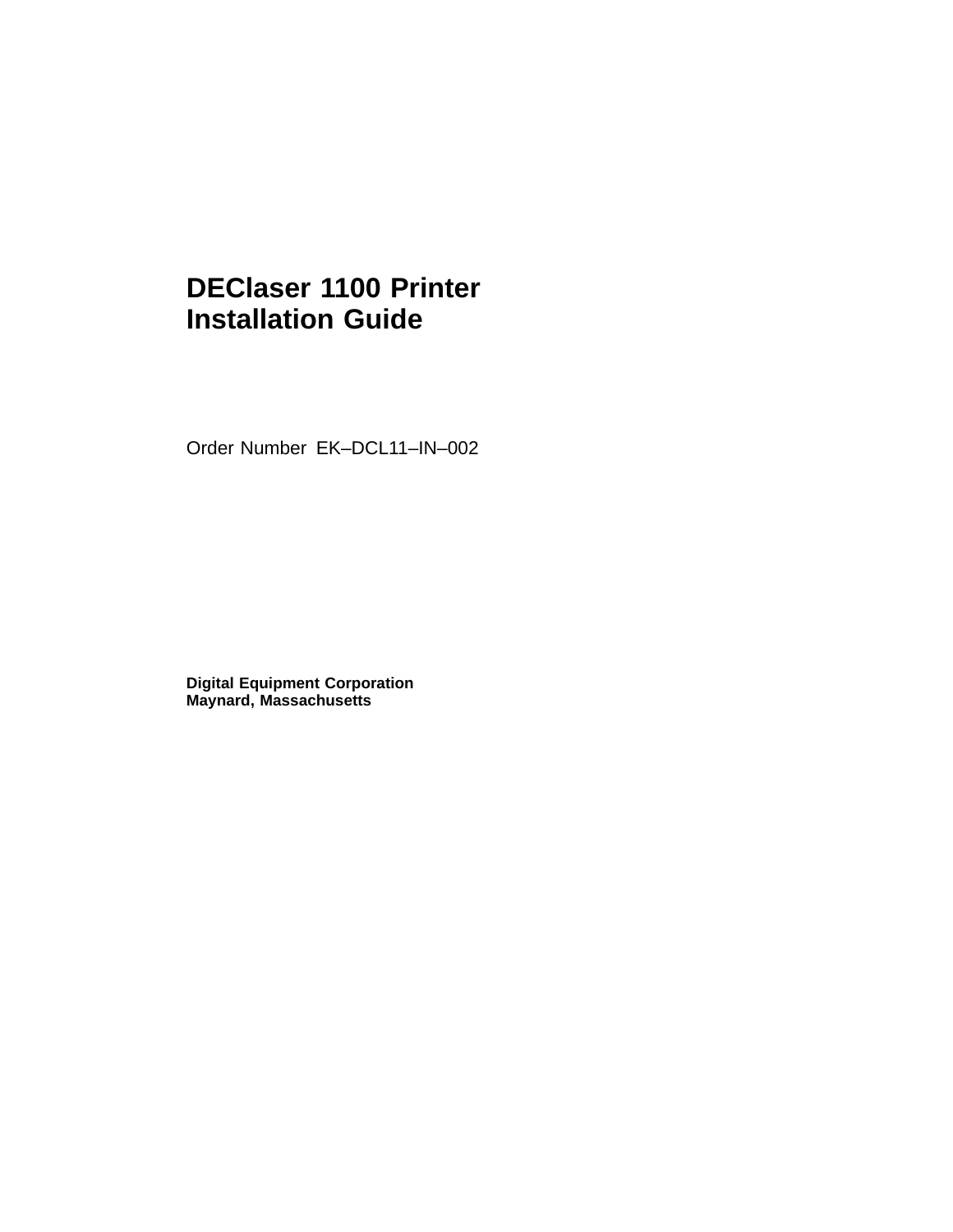# DEClaser 1100 Printer Installation Guide

Order Number EK–DCL11–IN–002

**Digital Equipment Corporation**
**Maynard, Massachusetts**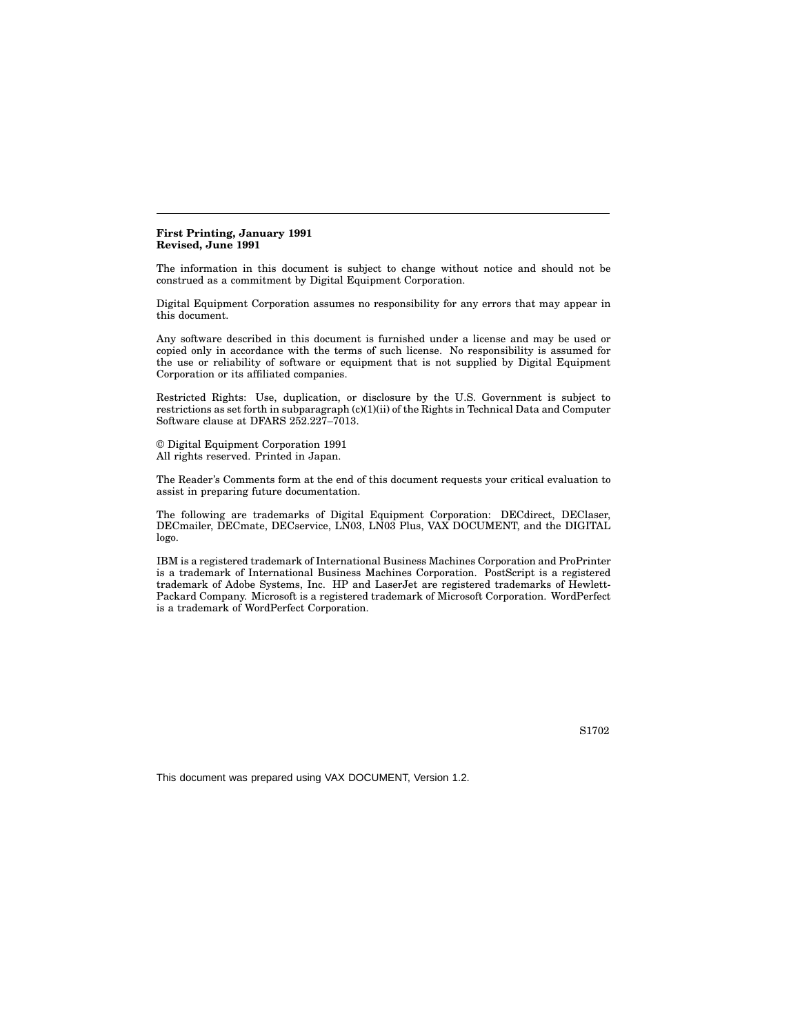**First Printing, January 1991**
**Revised, June 1991**

The information in this document is subject to change without notice and should not be construed as a commitment by Digital Equipment Corporation.

Digital Equipment Corporation assumes no responsibility for any errors that may appear in this document.

Any software described in this document is furnished under a license and may be used or copied only in accordance with the terms of such license. No responsibility is assumed for the use or reliability of software or equipment that is not supplied by Digital Equipment Corporation or its affiliated companies.

Restricted Rights: Use, duplication, or disclosure by the U.S. Government is subject to restrictions as set forth in subparagraph (c)(1)(ii) of the Rights in Technical Data and Computer Software clause at DFARS 252.227–7013.

© Digital Equipment Corporation 1991
All rights reserved. Printed in Japan.

The Reader's Comments form at the end of this document requests your critical evaluation to assist in preparing future documentation.

The following are trademarks of Digital Equipment Corporation: DECdirect, DEClaser, DECmailer, DECmate, DECservice, LN03, LN03 Plus, VAX DOCUMENT, and the DIGITAL logo.

IBM is a registered trademark of International Business Machines Corporation and ProPrinter is a trademark of International Business Machines Corporation. PostScript is a registered trademark of Adobe Systems, Inc. HP and LaserJet are registered trademarks of Hewlett-Packard Company. Microsoft is a registered trademark of Microsoft Corporation. WordPerfect is a trademark of WordPerfect Corporation.

S1702

This document was prepared using VAX DOCUMENT, Version 1.2.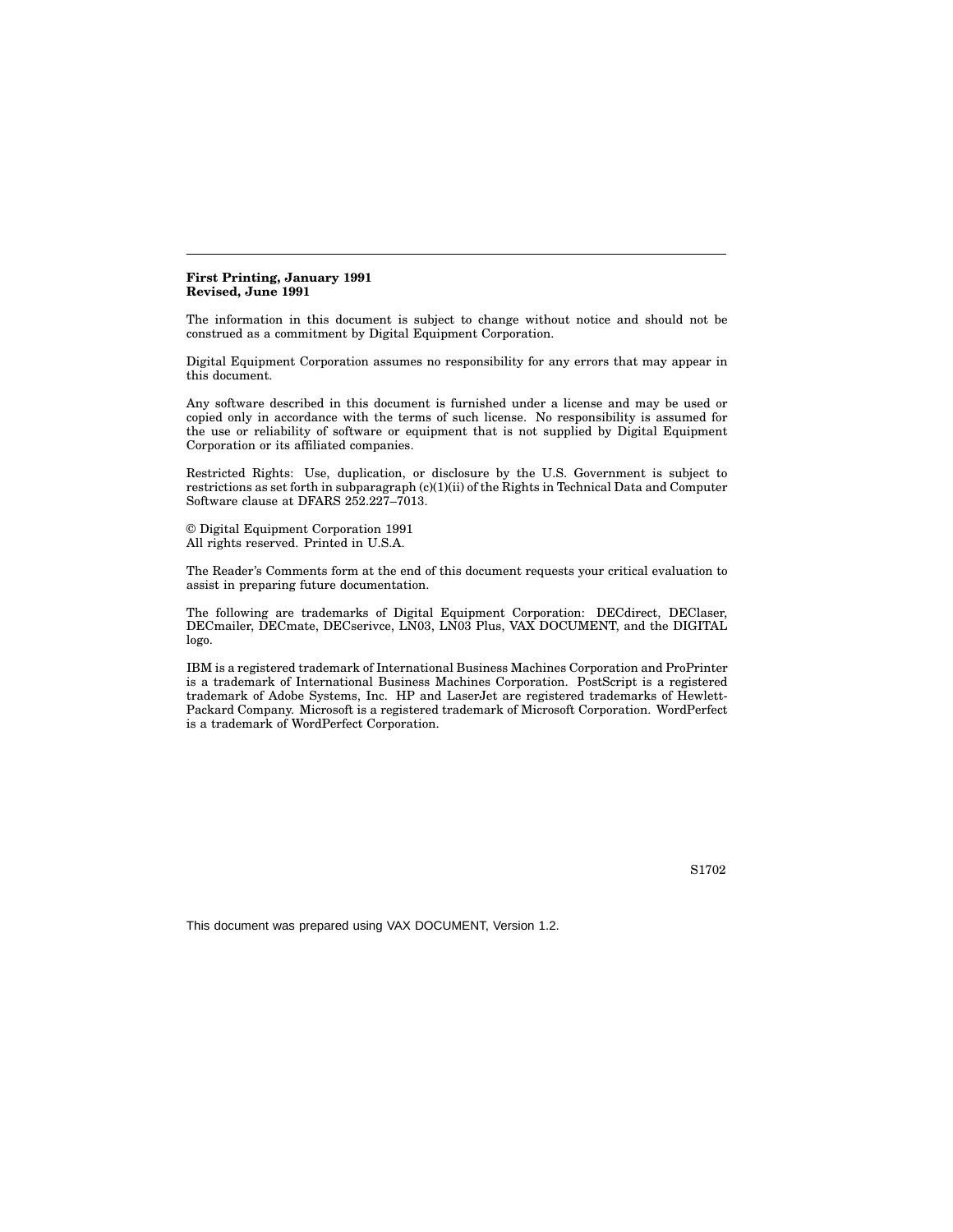**First Printing, January 1991**
**Revised, June 1991**

The information in this document is subject to change without notice and should not be construed as a commitment by Digital Equipment Corporation.

Digital Equipment Corporation assumes no responsibility for any errors that may appear in this document.

Any software described in this document is furnished under a license and may be used or copied only in accordance with the terms of such license. No responsibility is assumed for the use or reliability of software or equipment that is not supplied by Digital Equipment Corporation or its affiliated companies.

Restricted Rights: Use, duplication, or disclosure by the U.S. Government is subject to restrictions as set forth in subparagraph (c)(1)(ii) of the Rights in Technical Data and Computer Software clause at DFARS 252.227–7013.

© Digital Equipment Corporation 1991
All rights reserved. Printed in U.S.A.

The Reader's Comments form at the end of this document requests your critical evaluation to assist in preparing future documentation.

The following are trademarks of Digital Equipment Corporation: DECdirect, DEClaser, DECmailer, DECmate, DECserivce, LN03, LN03 Plus, VAX DOCUMENT, and the DIGITAL logo.

IBM is a registered trademark of International Business Machines Corporation and ProPrinter is a trademark of International Business Machines Corporation. PostScript is a registered trademark of Adobe Systems, Inc. HP and LaserJet are registered trademarks of Hewlett-Packard Company. Microsoft is a registered trademark of Microsoft Corporation. WordPerfect is a trademark of WordPerfect Corporation.

S1702

This document was prepared using VAX DOCUMENT, Version 1.2.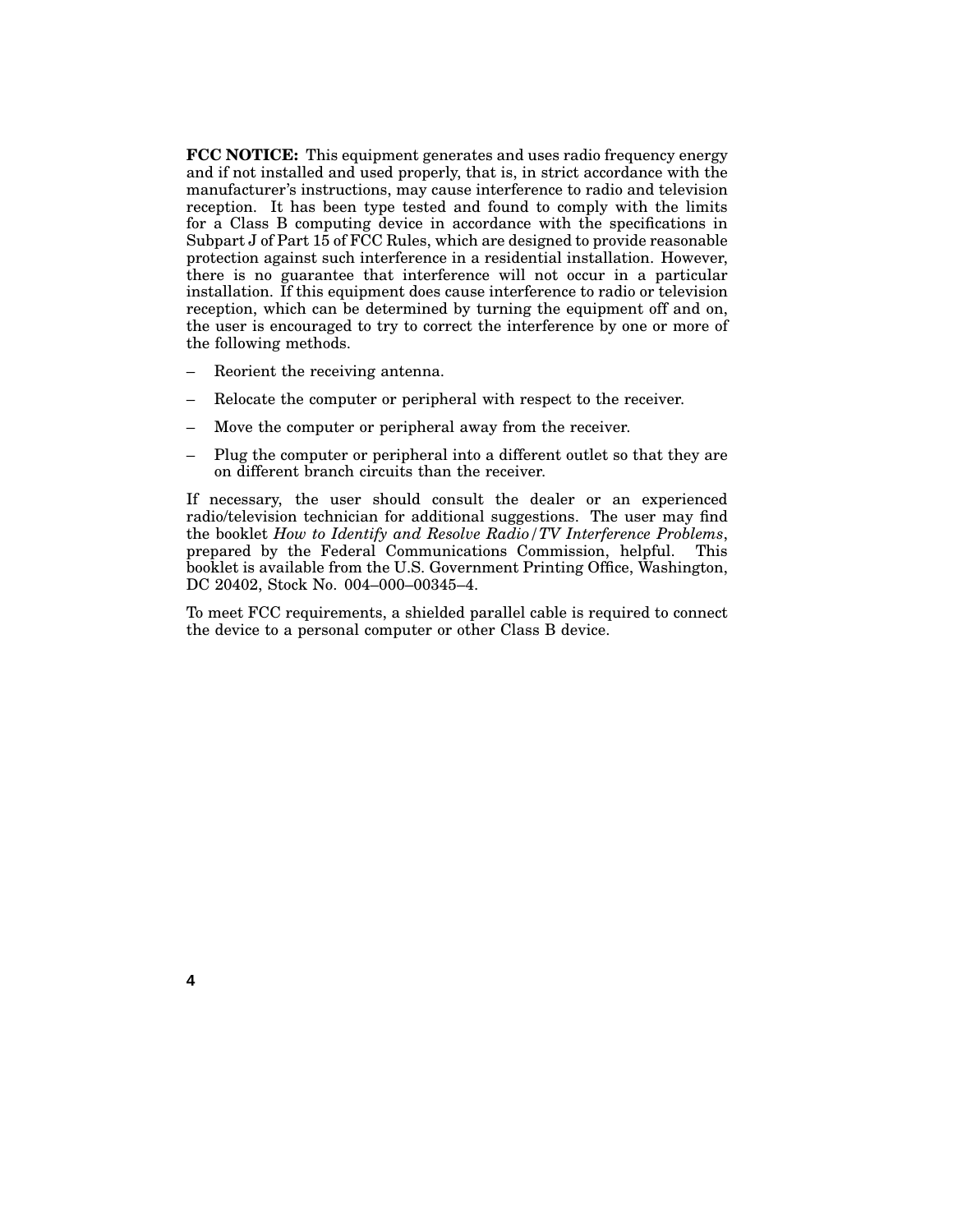**FCC NOTICE:** This equipment generates and uses radio frequency energy and if not installed and used properly, that is, in strict accordance with the manufacturer's instructions, may cause interference to radio and television reception. It has been type tested and found to comply with the limits for a Class B computing device in accordance with the specifications in Subpart J of Part 15 of FCC Rules, which are designed to provide reasonable protection against such interference in a residential installation. However, there is no guarantee that interference will not occur in a particular installation. If this equipment does cause interference to radio or television reception, which can be determined by turning the equipment off and on, the user is encouraged to try to correct the interference by one or more of the following methods.

- Reorient the receiving antenna.
- Relocate the computer or peripheral with respect to the receiver.
- Move the computer or peripheral away from the receiver.
- Plug the computer or peripheral into a different outlet so that they are on different branch circuits than the receiver.

If necessary, the user should consult the dealer or an experienced radio/television technician for additional suggestions. The user may find the booklet *How to Identify and Resolve Radio/TV Interference Problems*, prepared by the Federal Communications Commission, helpful. This booklet is available from the U.S. Government Printing Office, Washington, DC 20402, Stock No. 004–000–00345–4.

To meet FCC requirements, a shielded parallel cable is required to connect the device to a personal computer or other Class B device.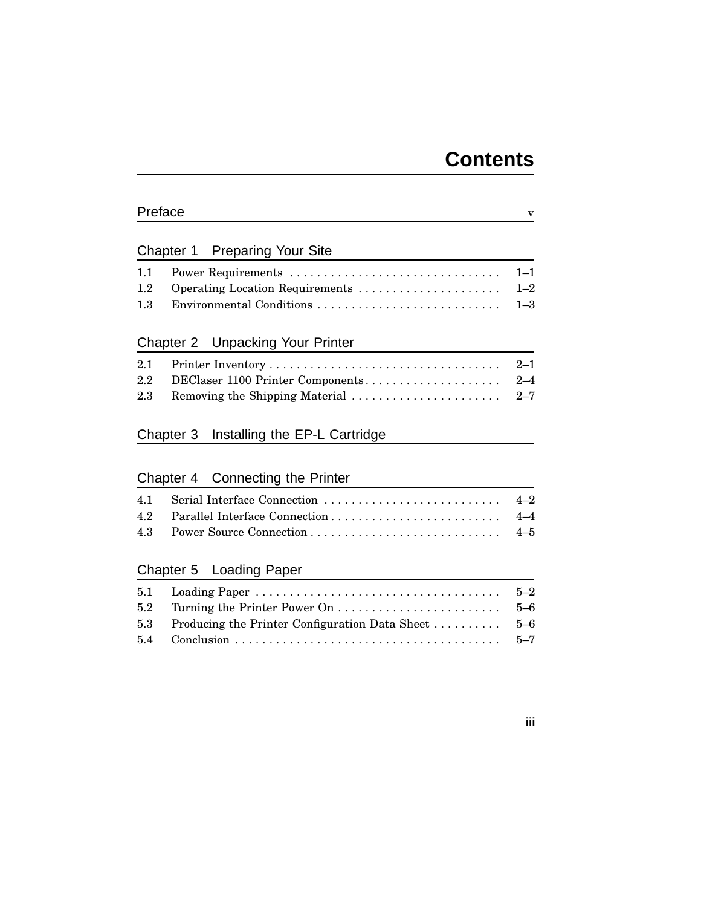# Contents

**Preface** v

## Chapter 1 Preparing Your Site

| | | |
|---|---|---|
| 1.1 | Power Requirements | 1–1 |
| 1.2 | Operating Location Requirements | 1–2 |
| 1.3 | Environmental Conditions | 1–3 |

## Chapter 2 Unpacking Your Printer

| | | |
|---|---|---|
| 2.1 | Printer Inventory | 2–1 |
| 2.2 | DEClaser 1100 Printer Components | 2–4 |
| 2.3 | Removing the Shipping Material | 2–7 |

## Chapter 3 Installing the EP-L Cartridge

## Chapter 4 Connecting the Printer

| | | |
|---|---|---|
| 4.1 | Serial Interface Connection | 4–2 |
| 4.2 | Parallel Interface Connection | 4–4 |
| 4.3 | Power Source Connection | 4–5 |

## Chapter 5 Loading Paper

| | | |
|---|---|---|
| 5.1 | Loading Paper | 5–2 |
| 5.2 | Turning the Printer Power On | 5–6 |
| 5.3 | Producing the Printer Configuration Data Sheet | 5–6 |
| 5.4 | Conclusion | 5–7 |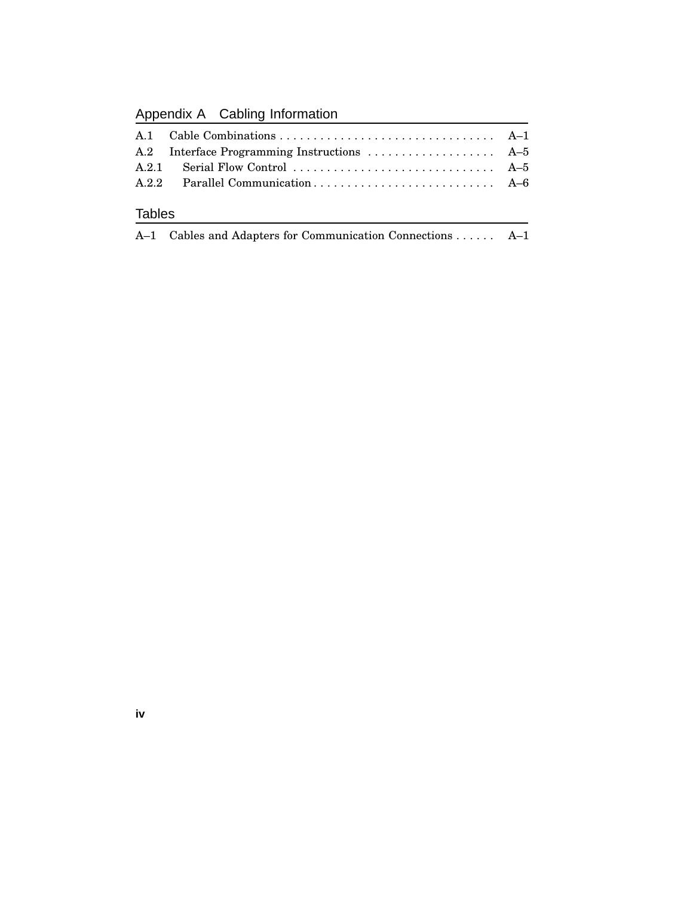## Appendix A Cabling Information

| | | |
|---|---|---|
| A.1 | Cable Combinations | A–1 |
| A.2 | Interface Programming Instructions | A–5 |
| A.2.1 | Serial Flow Control | A–5 |
| A.2.2 | Parallel Communication | A–6 |

## Tables

| | | |
|---|---|---|
| A–1 | Cables and Adapters for Communication Connections | A–1 |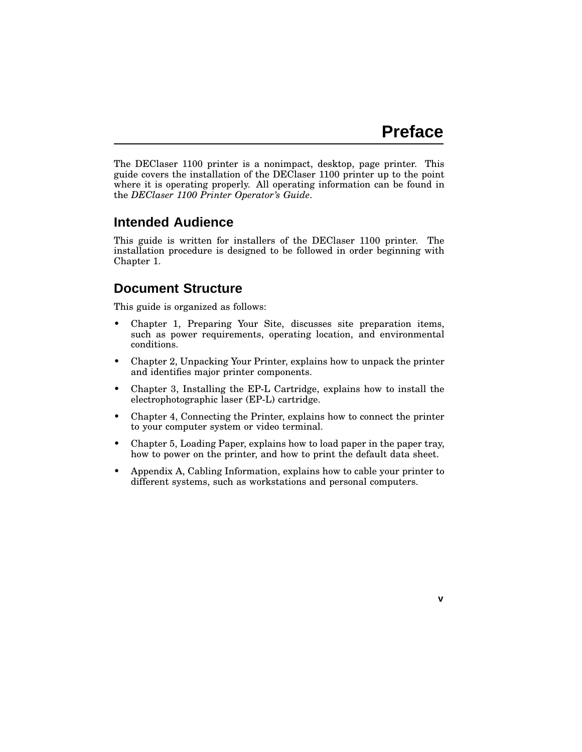# Preface

The DEClaser 1100 printer is a nonimpact, desktop, page printer. This guide covers the installation of the DEClaser 1100 printer up to the point where it is operating properly. All operating information can be found in the *DEClaser 1100 Printer Operator's Guide*.

## Intended Audience

This guide is written for installers of the DEClaser 1100 printer. The installation procedure is designed to be followed in order beginning with Chapter 1.

## Document Structure

This guide is organized as follows:

- Chapter 1, Preparing Your Site, discusses site preparation items, such as power requirements, operating location, and environmental conditions.
- Chapter 2, Unpacking Your Printer, explains how to unpack the printer and identifies major printer components.
- Chapter 3, Installing the EP-L Cartridge, explains how to install the electrophotographic laser (EP-L) cartridge.
- Chapter 4, Connecting the Printer, explains how to connect the printer to your computer system or video terminal.
- Chapter 5, Loading Paper, explains how to load paper in the paper tray, how to power on the printer, and how to print the default data sheet.
- Appendix A, Cabling Information, explains how to cable your printer to different systems, such as workstations and personal computers.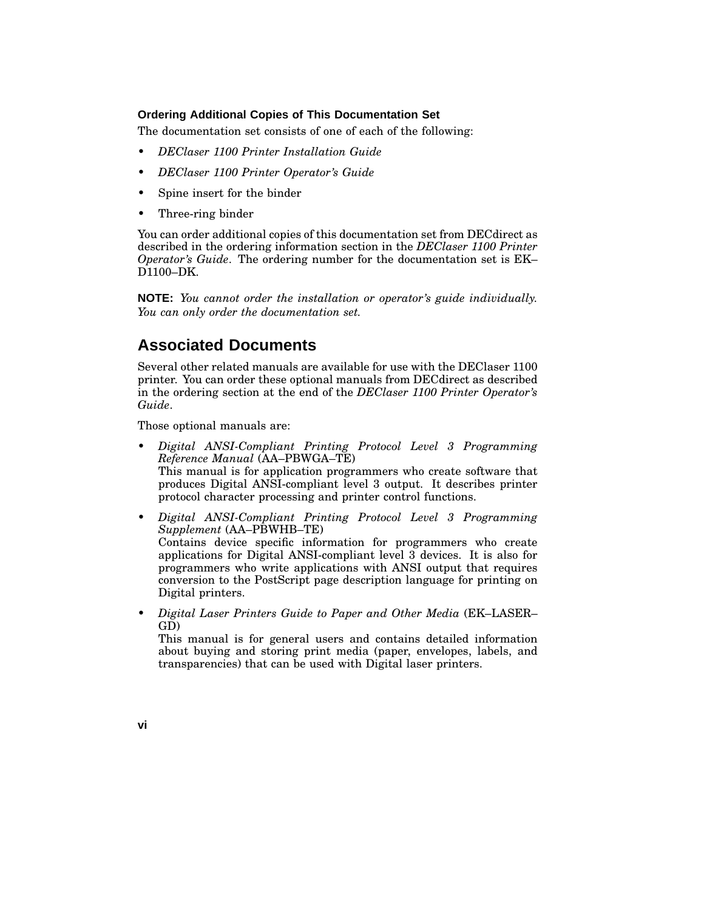### Ordering Additional Copies of This Documentation Set

The documentation set consists of one of each of the following:

- *DEClaser 1100 Printer Installation Guide*
- *DEClaser 1100 Printer Operator's Guide*
- Spine insert for the binder
- Three-ring binder

You can order additional copies of this documentation set from DECdirect as described in the ordering information section in the *DEClaser 1100 Printer Operator's Guide*. The ordering number for the documentation set is EK–D1100–DK.

**NOTE:** *You cannot order the installation or operator's guide individually. You can only order the documentation set.*

## Associated Documents

Several other related manuals are available for use with the DEClaser 1100 printer. You can order these optional manuals from DECdirect as described in the ordering section at the end of the *DEClaser 1100 Printer Operator's Guide*.

Those optional manuals are:

- *Digital ANSI-Compliant Printing Protocol Level 3 Programming Reference Manual* (AA–PBWGA–TE)
  This manual is for application programmers who create software that produces Digital ANSI-compliant level 3 output. It describes printer protocol character processing and printer control functions.
- *Digital ANSI-Compliant Printing Protocol Level 3 Programming Supplement* (AA–PBWHB–TE)
  Contains device specific information for programmers who create applications for Digital ANSI-compliant level 3 devices. It is also for programmers who write applications with ANSI output that requires conversion to the PostScript page description language for printing on Digital printers.
- *Digital Laser Printers Guide to Paper and Other Media* (EK–LASER–GD)
  This manual is for general users and contains detailed information about buying and storing print media (paper, envelopes, labels, and transparencies) that can be used with Digital laser printers.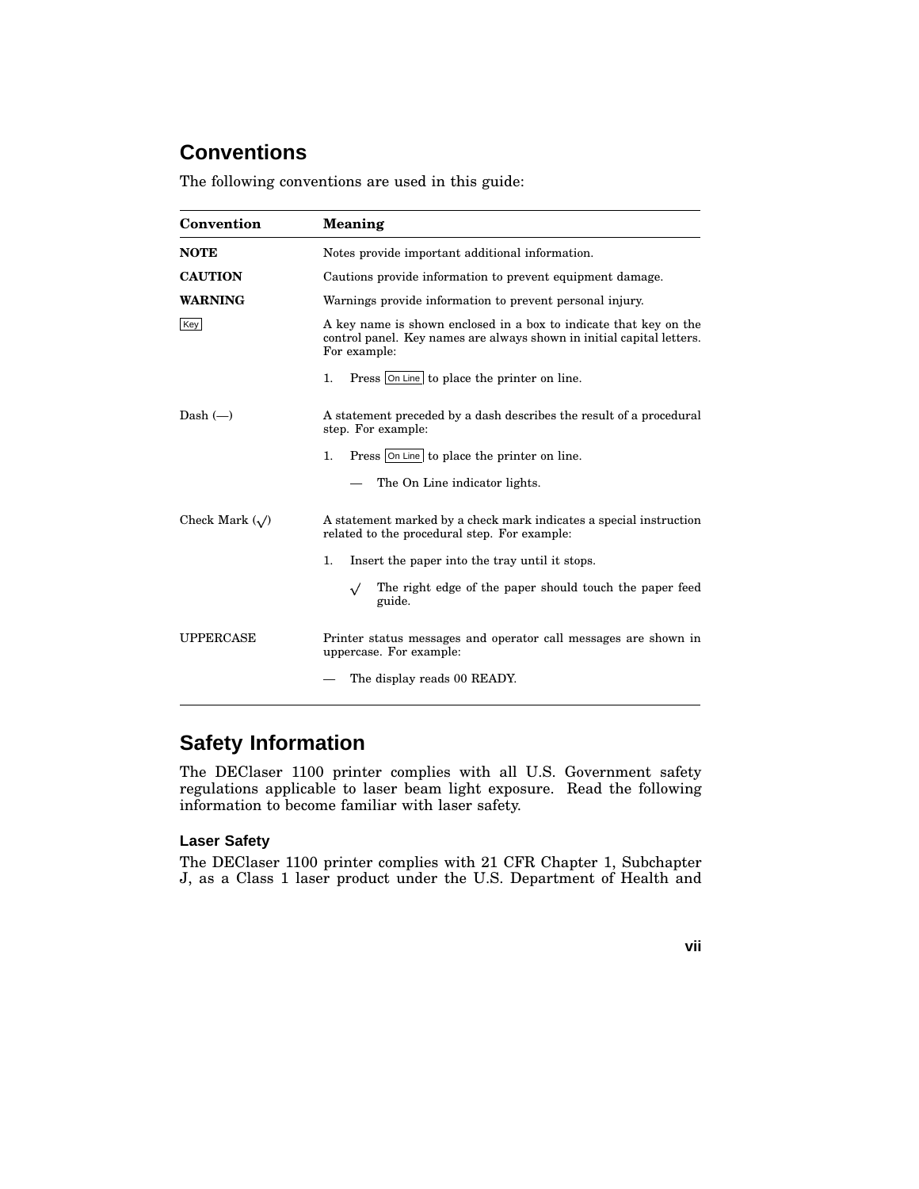## Conventions

The following conventions are used in this guide:

| Convention | Meaning |
|---|---|
| **NOTE** | Notes provide important additional information. |
| **CAUTION** | Cautions provide information to prevent equipment damage. |
| **WARNING** | Warnings provide information to prevent personal injury. |
| [Key] | A key name is shown enclosed in a box to indicate that key on the control panel. Key names are always shown in initial capital letters. For example:<br><br>1. Press [On Line] to place the printer on line. |
| Dash (—) | A statement preceded by a dash describes the result of a procedural step. For example:<br><br>1. Press [On Line] to place the printer on line.<br><br>— The On Line indicator lights. |
| Check Mark (√) | A statement marked by a check mark indicates a special instruction related to the procedural step. For example:<br><br>1. Insert the paper into the tray until it stops.<br><br>√ The right edge of the paper should touch the paper feed guide. |
| UPPERCASE | Printer status messages and operator call messages are shown in uppercase. For example:<br><br>— The display reads 00 READY. |

## Safety Information

The DEClaser 1100 printer complies with all U.S. Government safety regulations applicable to laser beam light exposure. Read the following information to become familiar with laser safety.

### Laser Safety

The DEClaser 1100 printer complies with 21 CFR Chapter 1, Subchapter J, as a Class 1 laser product under the U.S. Department of Health and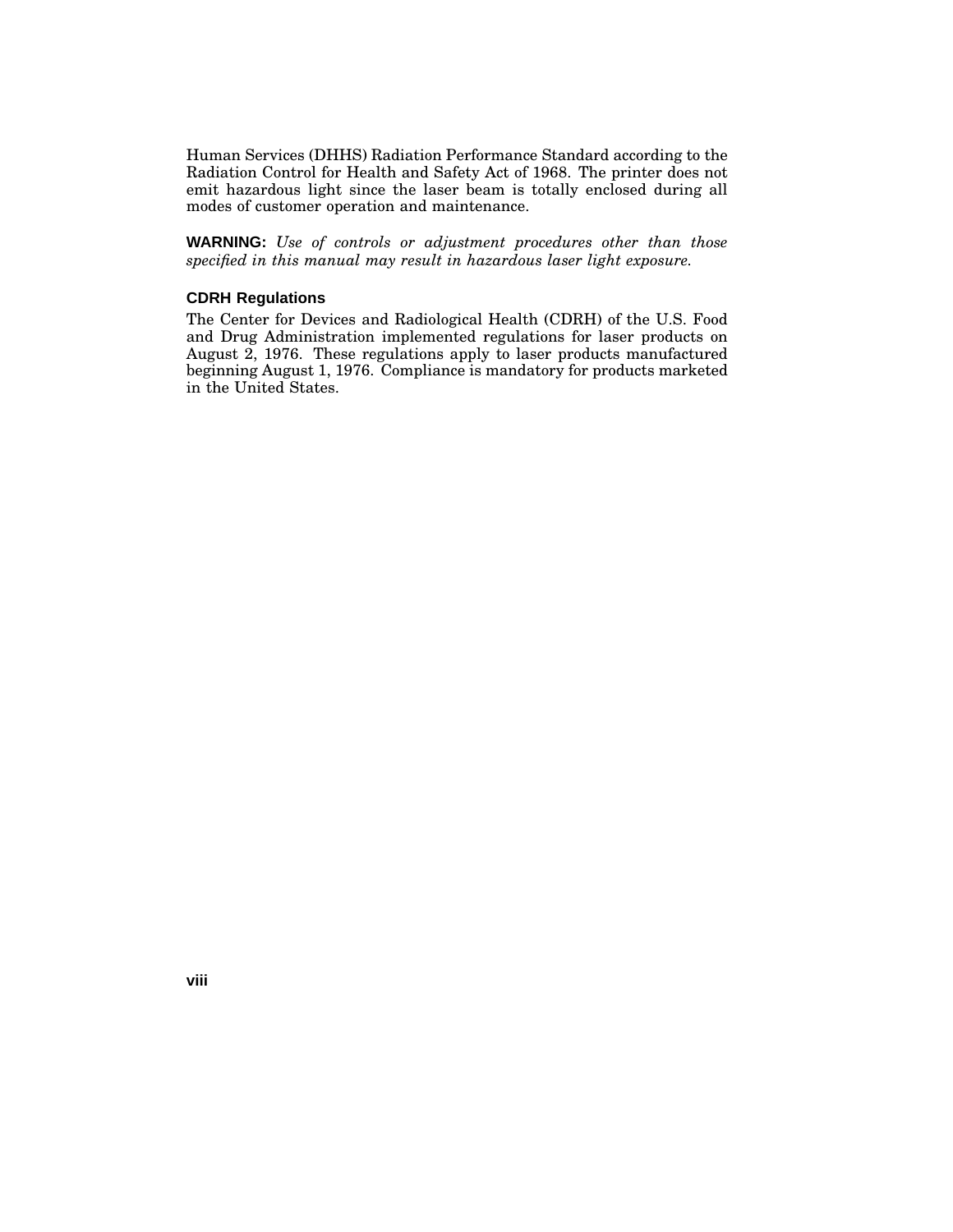Human Services (DHHS) Radiation Performance Standard according to the Radiation Control for Health and Safety Act of 1968. The printer does not emit hazardous light since the laser beam is totally enclosed during all modes of customer operation and maintenance.

**WARNING:** *Use of controls or adjustment procedures other than those specified in this manual may result in hazardous laser light exposure.*

### CDRH Regulations

The Center for Devices and Radiological Health (CDRH) of the U.S. Food and Drug Administration implemented regulations for laser products on August 2, 1976. These regulations apply to laser products manufactured beginning August 1, 1976. Compliance is mandatory for products marketed in the United States.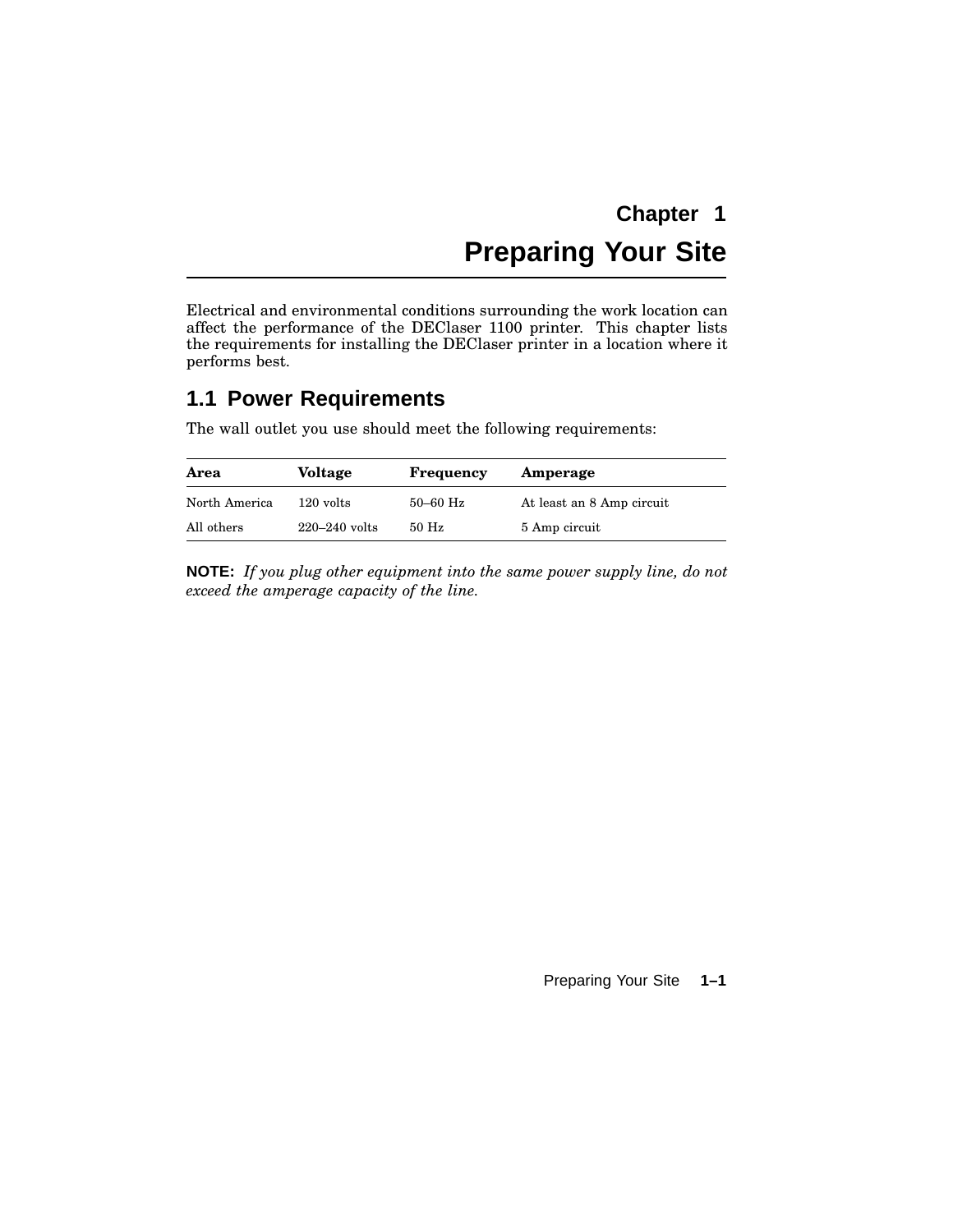# Chapter 1
# Preparing Your Site

Electrical and environmental conditions surrounding the work location can affect the performance of the DEClaser 1100 printer. This chapter lists the requirements for installing the DEClaser printer in a location where it performs best.

## 1.1 Power Requirements

The wall outlet you use should meet the following requirements:

| Area | Voltage | Frequency | Amperage |
|---|---|---|---|
| North America | 120 volts | 50–60 Hz | At least an 8 Amp circuit |
| All others | 220–240 volts | 50 Hz | 5 Amp circuit |

**NOTE:** *If you plug other equipment into the same power supply line, do not exceed the amperage capacity of the line.*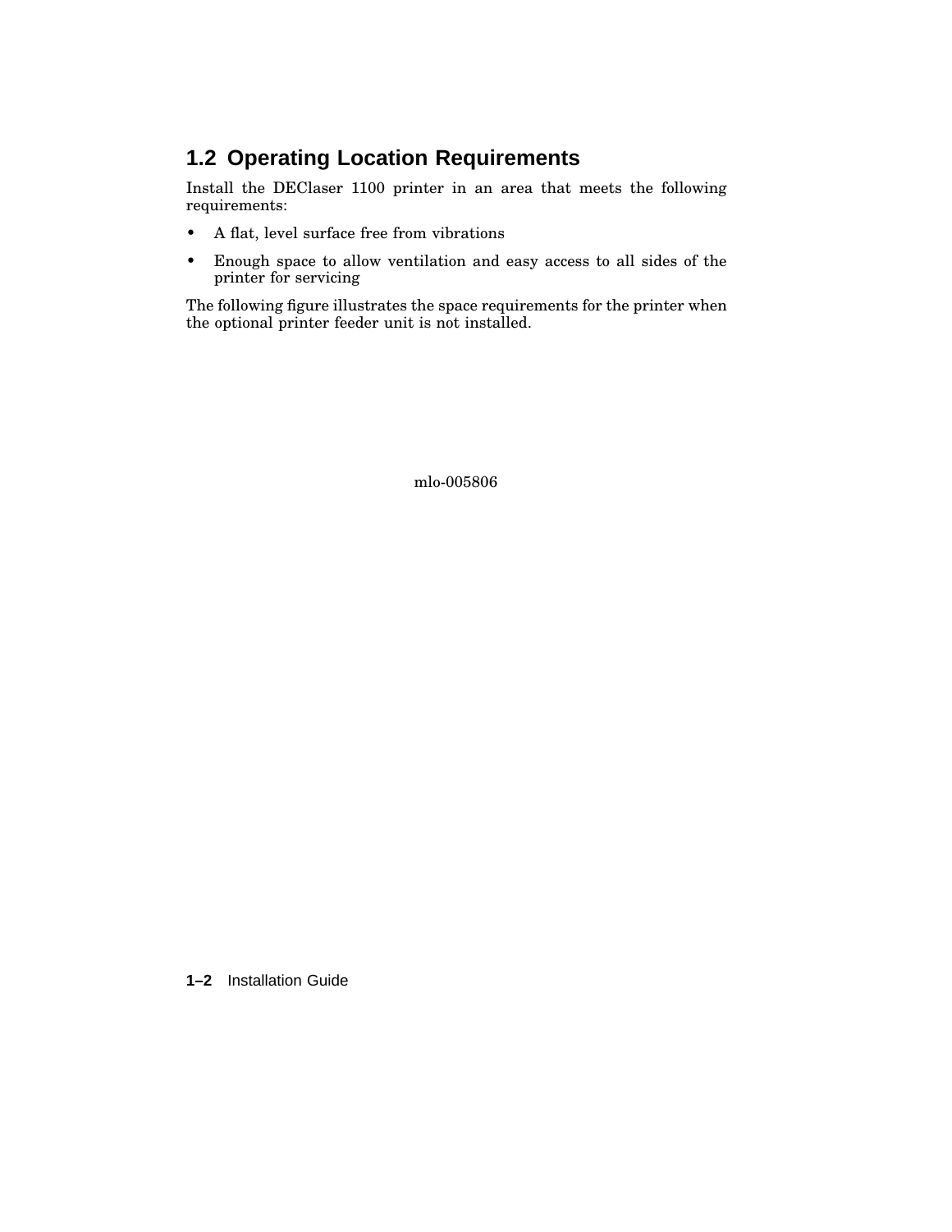## 1.2 Operating Location Requirements

Install the DEClaser 1100 printer in an area that meets the following requirements:

- A flat, level surface free from vibrations
- Enough space to allow ventilation and easy access to all sides of the printer for servicing

The following figure illustrates the space requirements for the printer when the optional printer feeder unit is not installed.

mlo-005806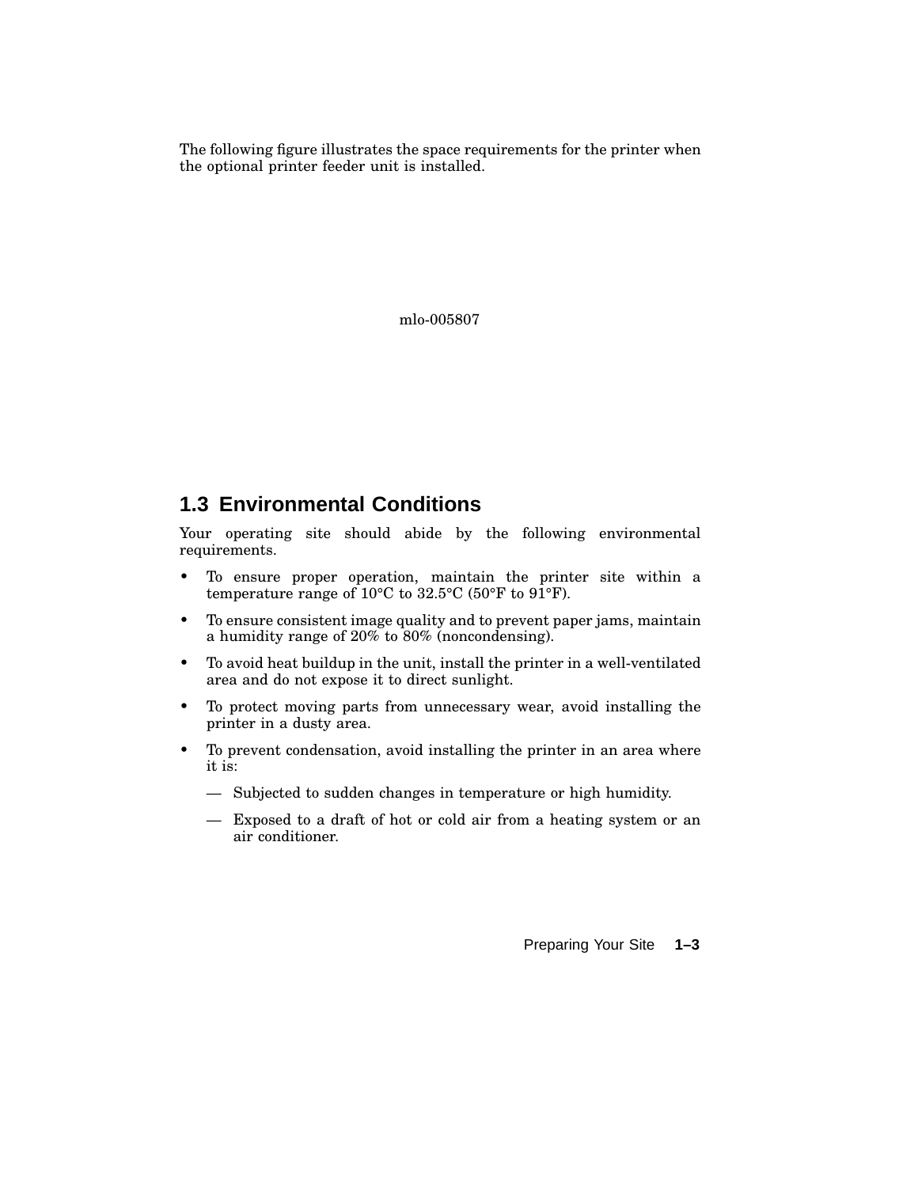The following figure illustrates the space requirements for the printer when the optional printer feeder unit is installed.

mlo-005807

## 1.3 Environmental Conditions

Your operating site should abide by the following environmental requirements.

- To ensure proper operation, maintain the printer site within a temperature range of 10°C to 32.5°C (50°F to 91°F).
- To ensure consistent image quality and to prevent paper jams, maintain a humidity range of 20% to 80% (noncondensing).
- To avoid heat buildup in the unit, install the printer in a well-ventilated area and do not expose it to direct sunlight.
- To protect moving parts from unnecessary wear, avoid installing the printer in a dusty area.
- To prevent condensation, avoid installing the printer in an area where it is:
  - Subjected to sudden changes in temperature or high humidity.
  - Exposed to a draft of hot or cold air from a heating system or an air conditioner.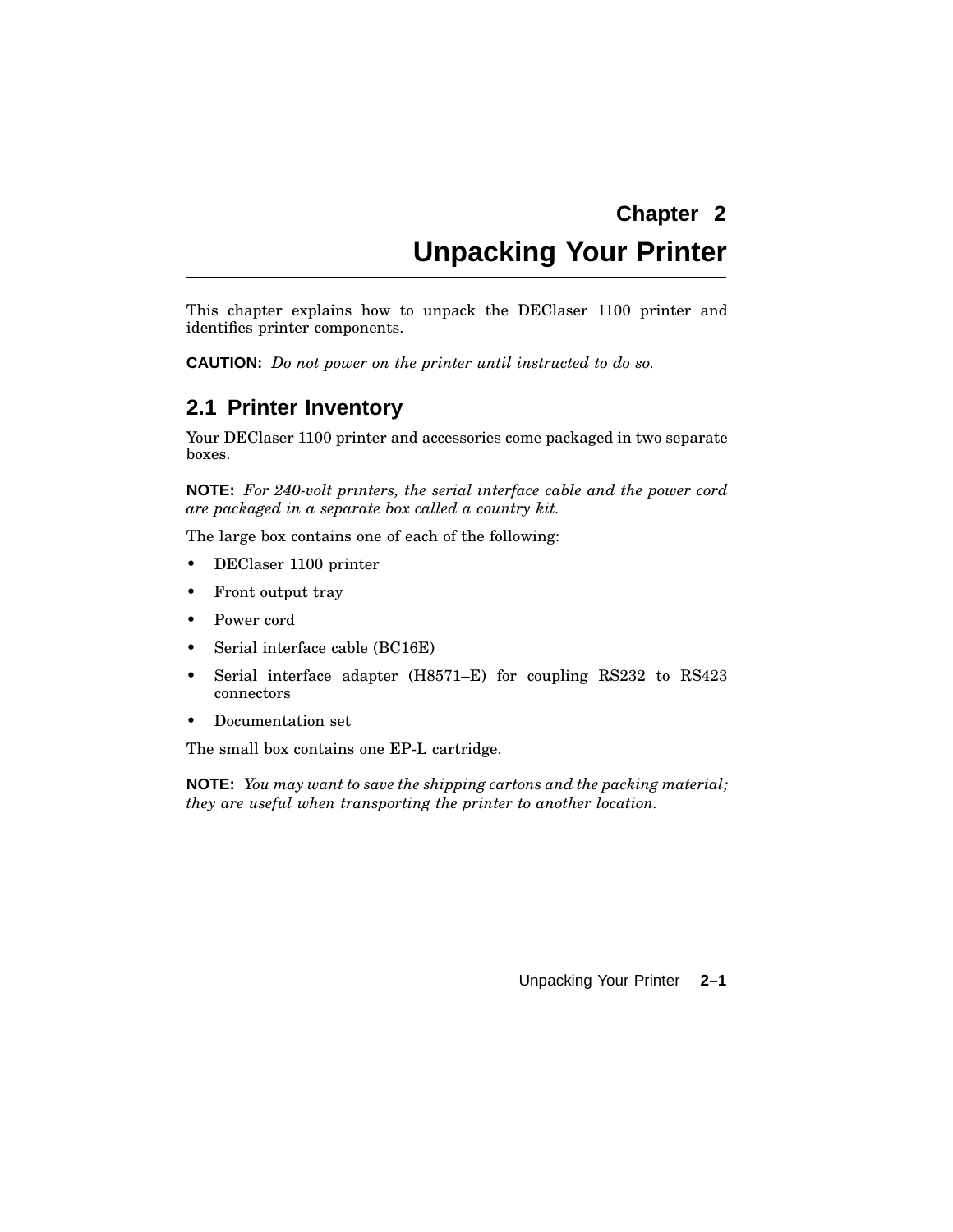# Chapter 2
# Unpacking Your Printer

This chapter explains how to unpack the DEClaser 1100 printer and identifies printer components.

**CAUTION:** *Do not power on the printer until instructed to do so.*

## 2.1 Printer Inventory

Your DEClaser 1100 printer and accessories come packaged in two separate boxes.

**NOTE:** *For 240-volt printers, the serial interface cable and the power cord are packaged in a separate box called a country kit.*

The large box contains one of each of the following:

- DEClaser 1100 printer
- Front output tray
- Power cord
- Serial interface cable (BC16E)
- Serial interface adapter (H8571–E) for coupling RS232 to RS423 connectors
- Documentation set

The small box contains one EP-L cartridge.

**NOTE:** *You may want to save the shipping cartons and the packing material; they are useful when transporting the printer to another location.*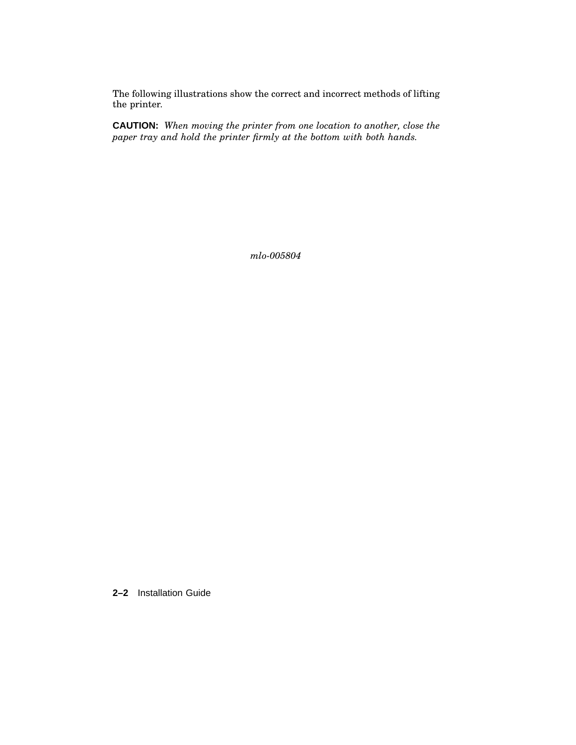The following illustrations show the correct and incorrect methods of lifting the printer.

**CAUTION:** *When moving the printer from one location to another, close the paper tray and hold the printer firmly at the bottom with both hands.*

*mlo-005804*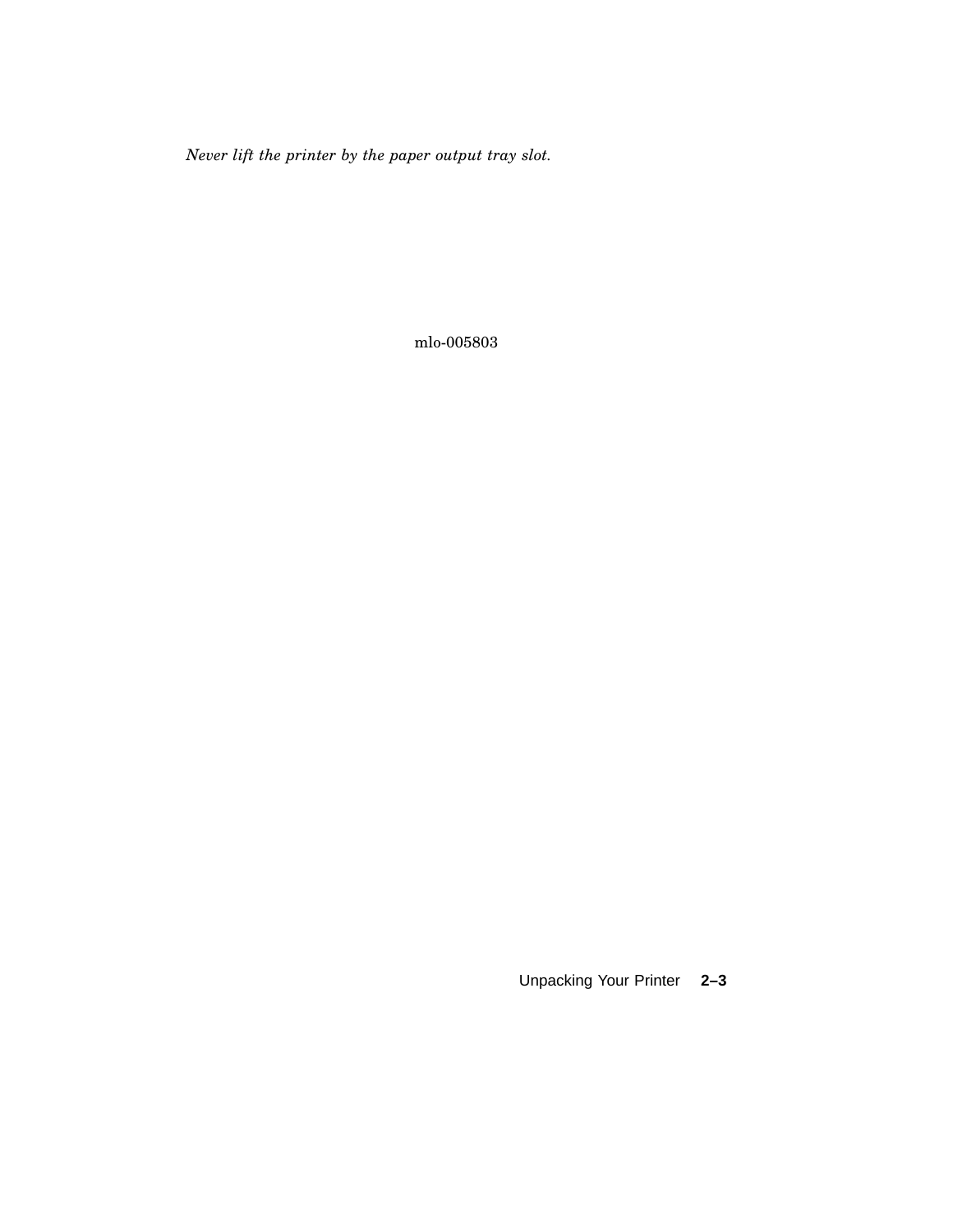*Never lift the printer by the paper output tray slot.*

mlo-005803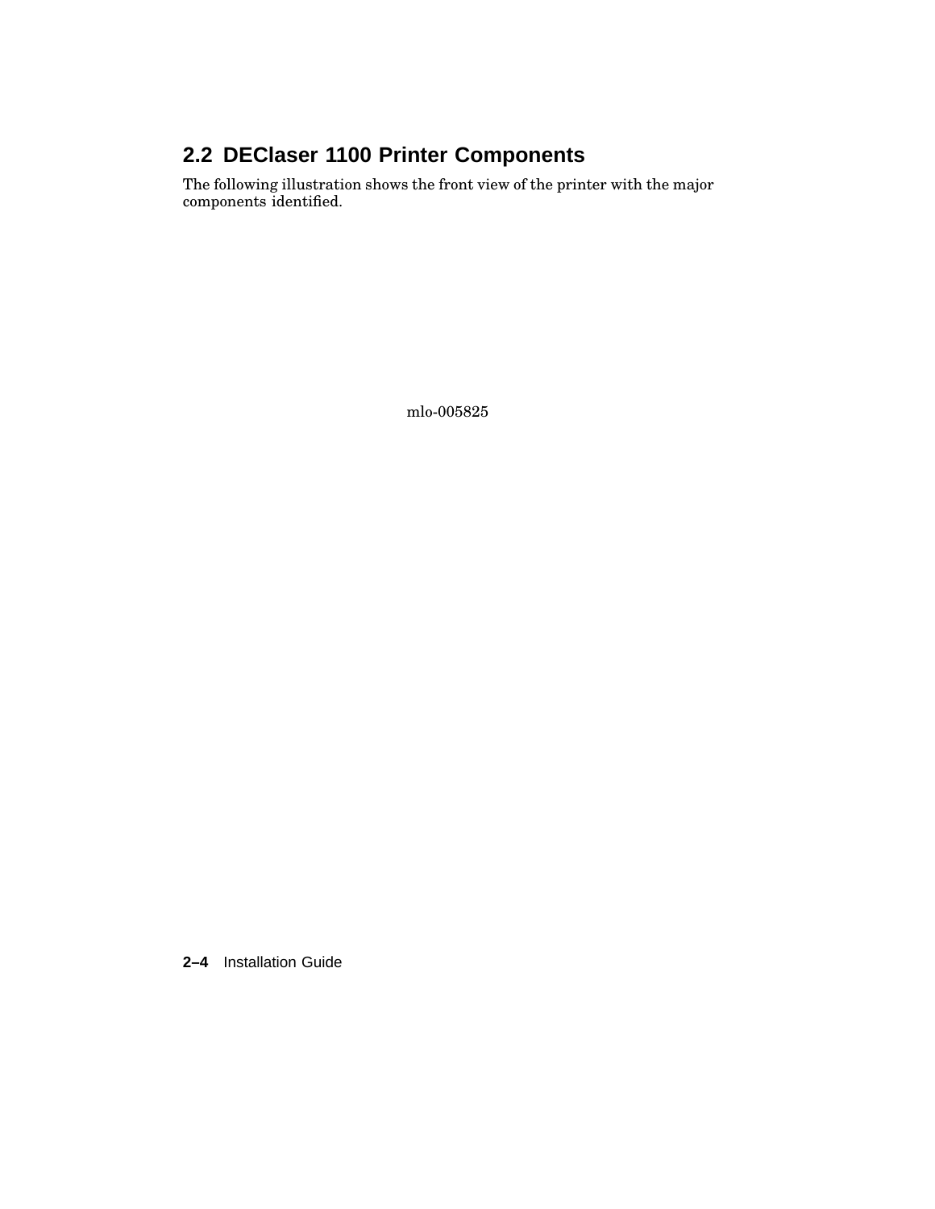## 2.2 DEClaser 1100 Printer Components

The following illustration shows the front view of the printer with the major components identified.

mlo-005825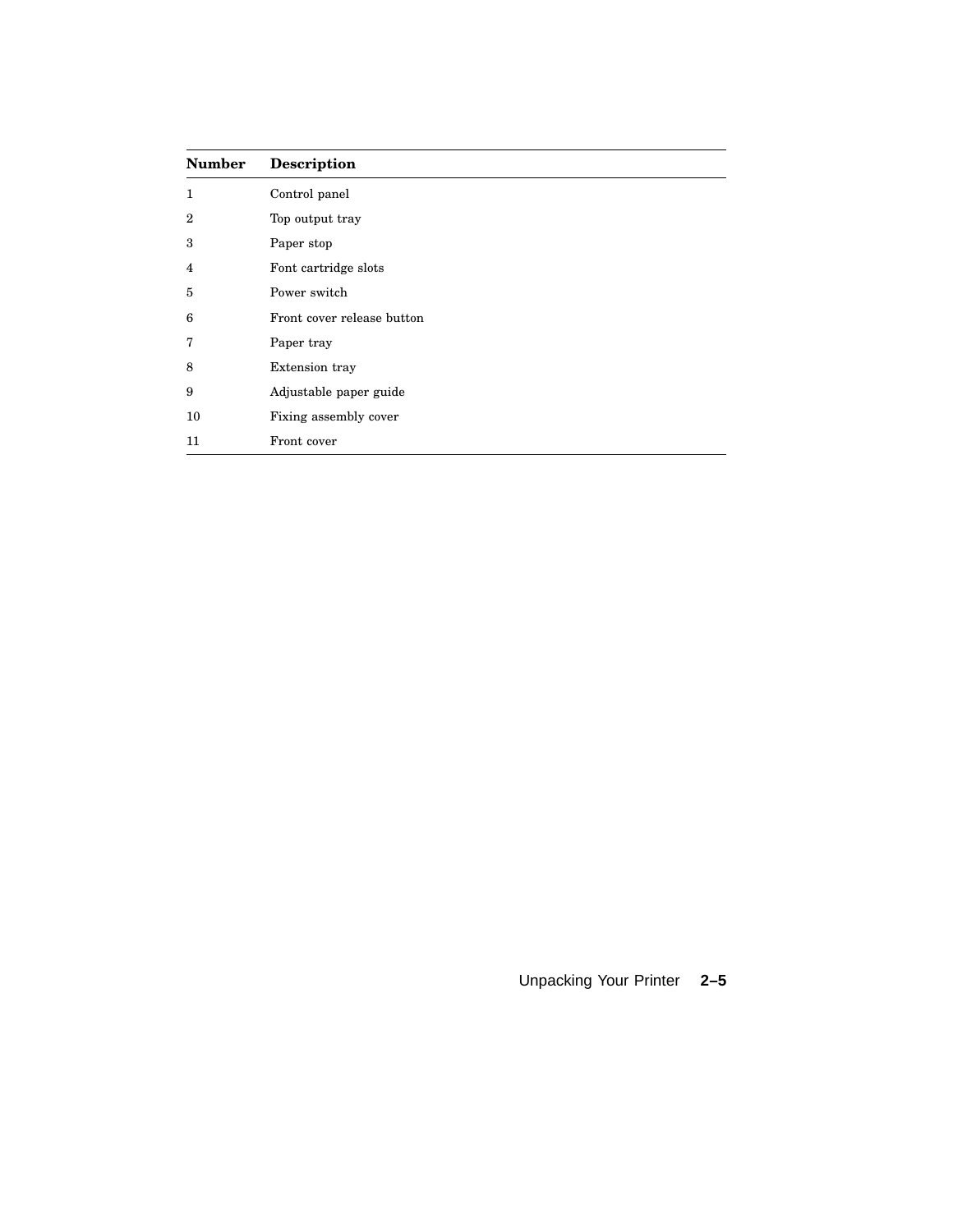| Number | Description |
| --- | --- |
| 1 | Control panel |
| 2 | Top output tray |
| 3 | Paper stop |
| 4 | Font cartridge slots |
| 5 | Power switch |
| 6 | Front cover release button |
| 7 | Paper tray |
| 8 | Extension tray |
| 9 | Adjustable paper guide |
| 10 | Fixing assembly cover |
| 11 | Front cover |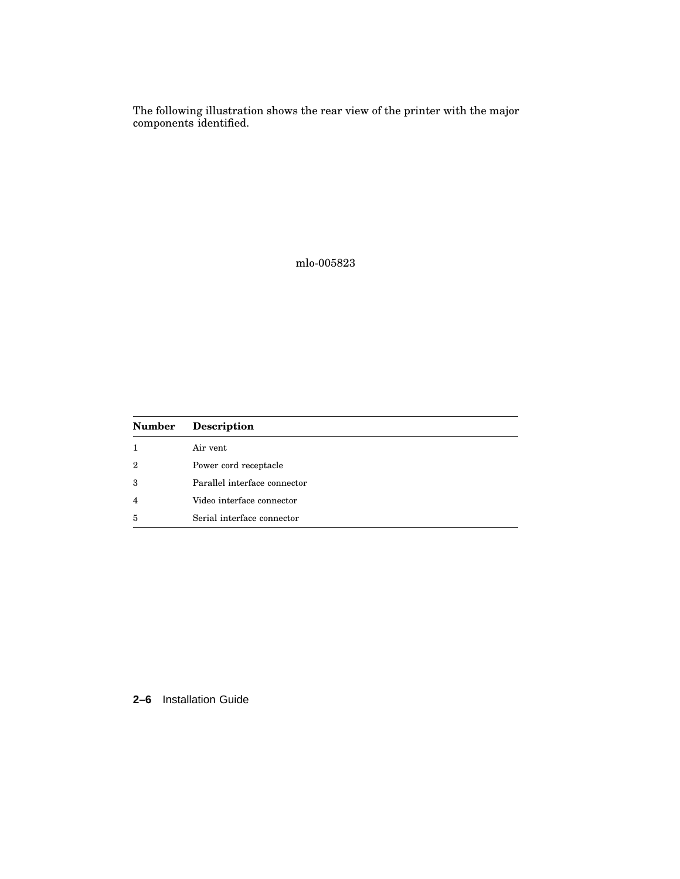The following illustration shows the rear view of the printer with the major components identified.

mlo-005823

| Number | Description |
| --- | --- |
| 1 | Air vent |
| 2 | Power cord receptacle |
| 3 | Parallel interface connector |
| 4 | Video interface connector |
| 5 | Serial interface connector |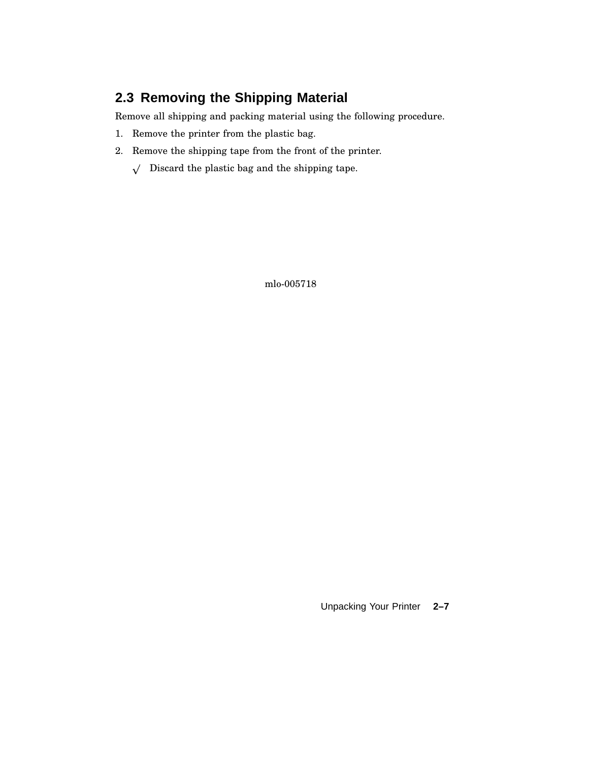## 2.3 Removing the Shipping Material

Remove all shipping and packing material using the following procedure.

1. Remove the printer from the plastic bag.
2. Remove the shipping tape from the front of the printer.

   √ Discard the plastic bag and the shipping tape.

mlo-005718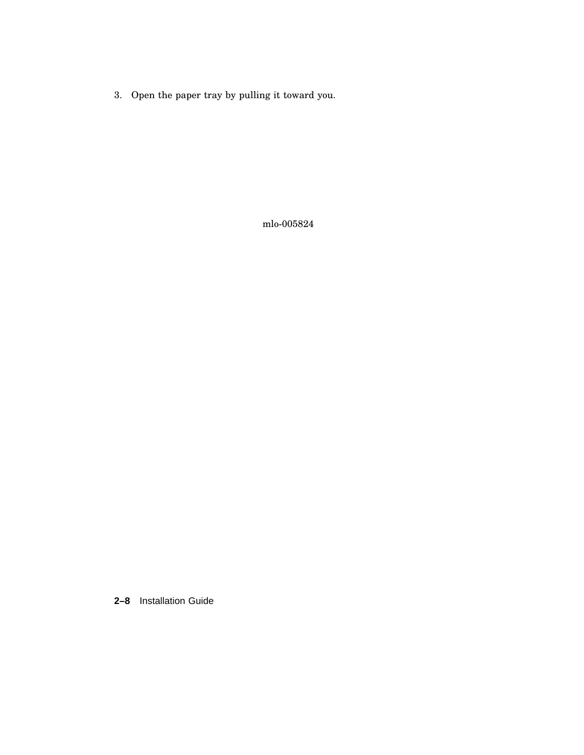3. Open the paper tray by pulling it toward you.

mlo-005824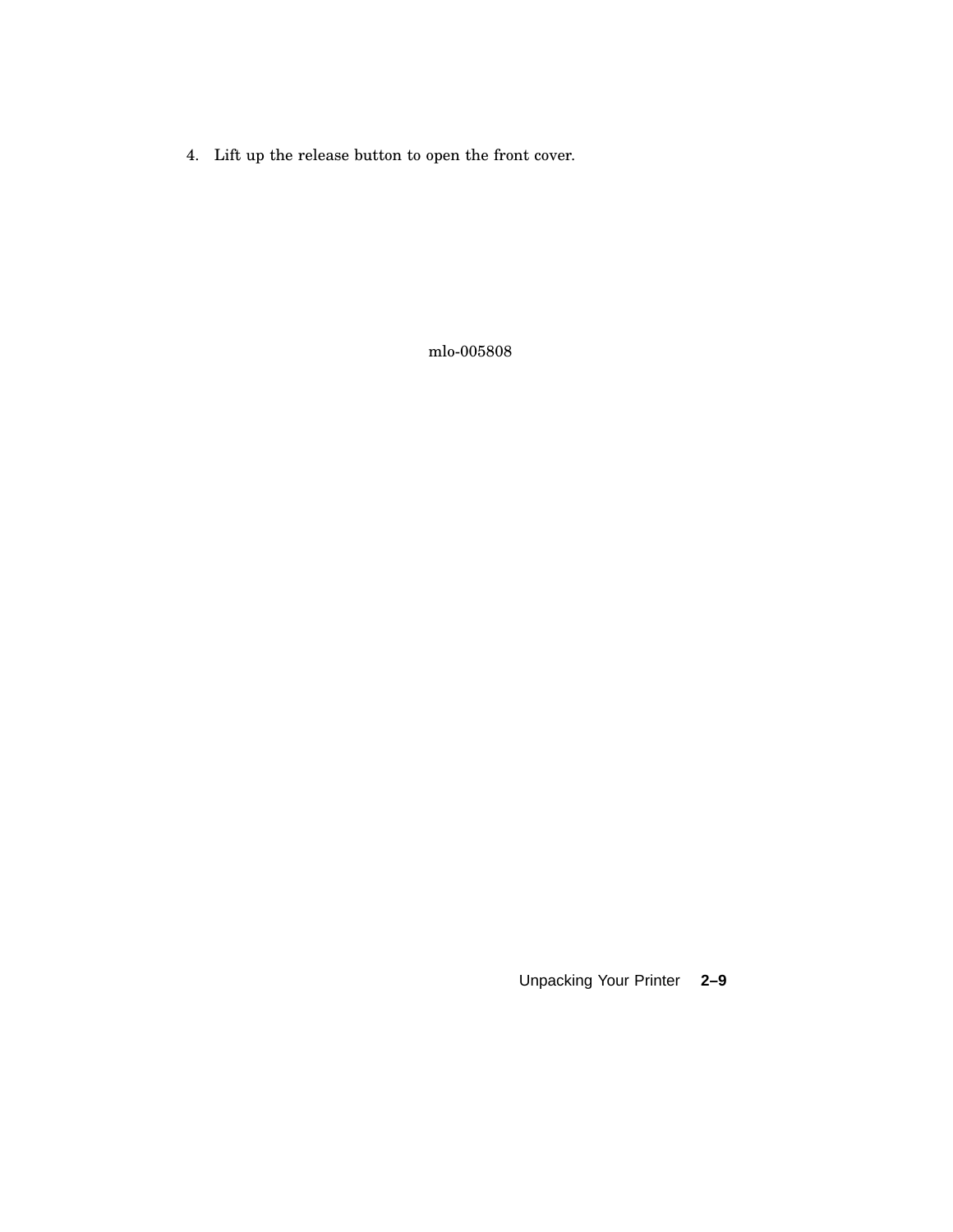4. Lift up the release button to open the front cover.

mlo-005808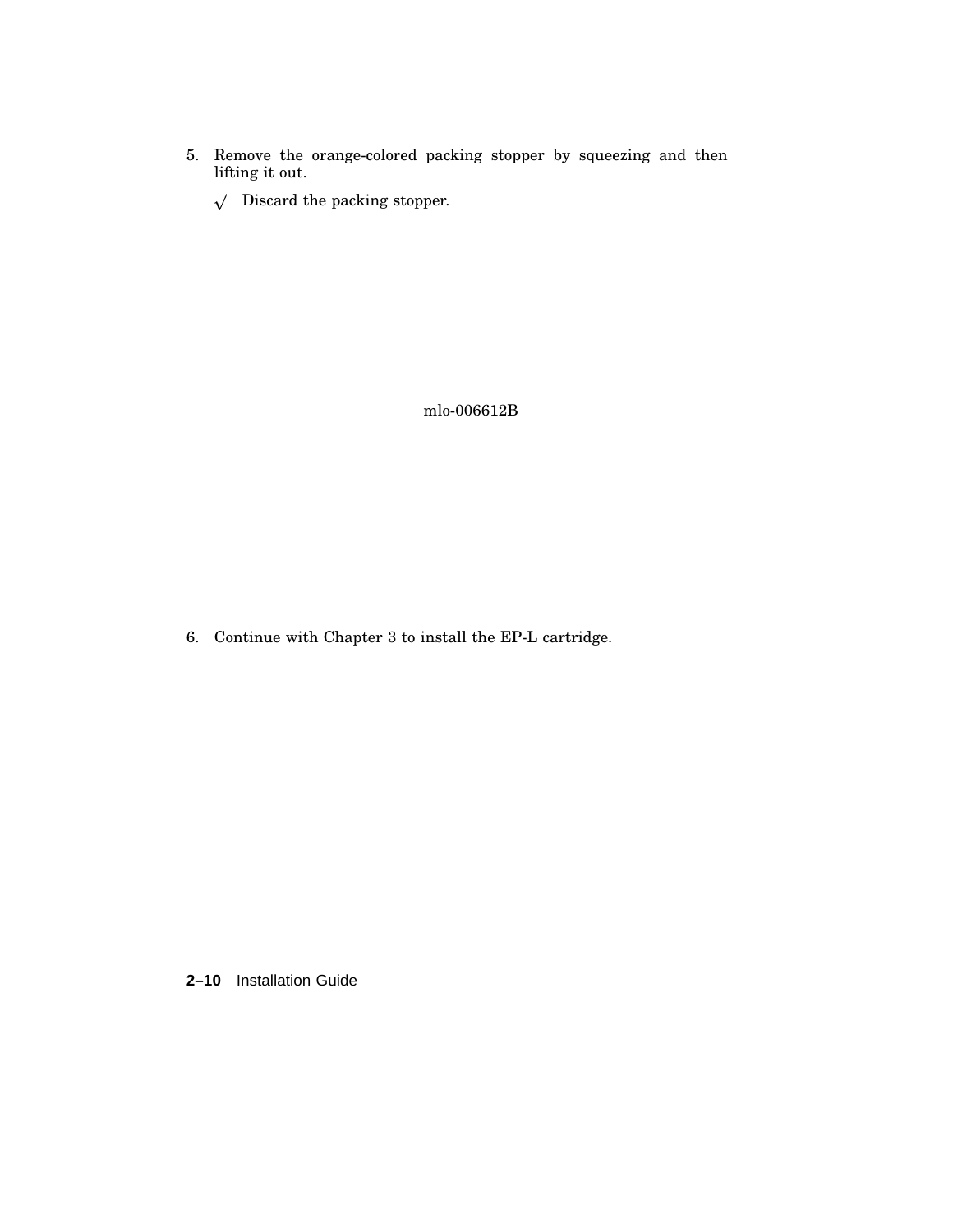5. Remove the orange-colored packing stopper by squeezing and then lifting it out.

   √ Discard the packing stopper.

mlo-006612B

6. Continue with Chapter 3 to install the EP-L cartridge.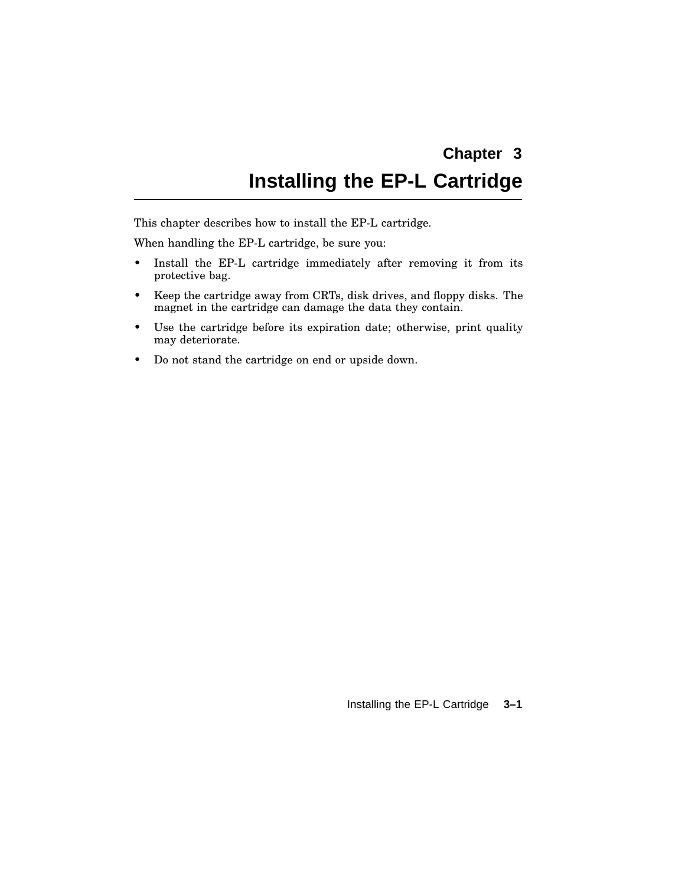# Chapter 3
# Installing the EP-L Cartridge

This chapter describes how to install the EP-L cartridge.

When handling the EP-L cartridge, be sure you:

- Install the EP-L cartridge immediately after removing it from its protective bag.
- Keep the cartridge away from CRTs, disk drives, and floppy disks. The magnet in the cartridge can damage the data they contain.
- Use the cartridge before its expiration date; otherwise, print quality may deteriorate.
- Do not stand the cartridge on end or upside down.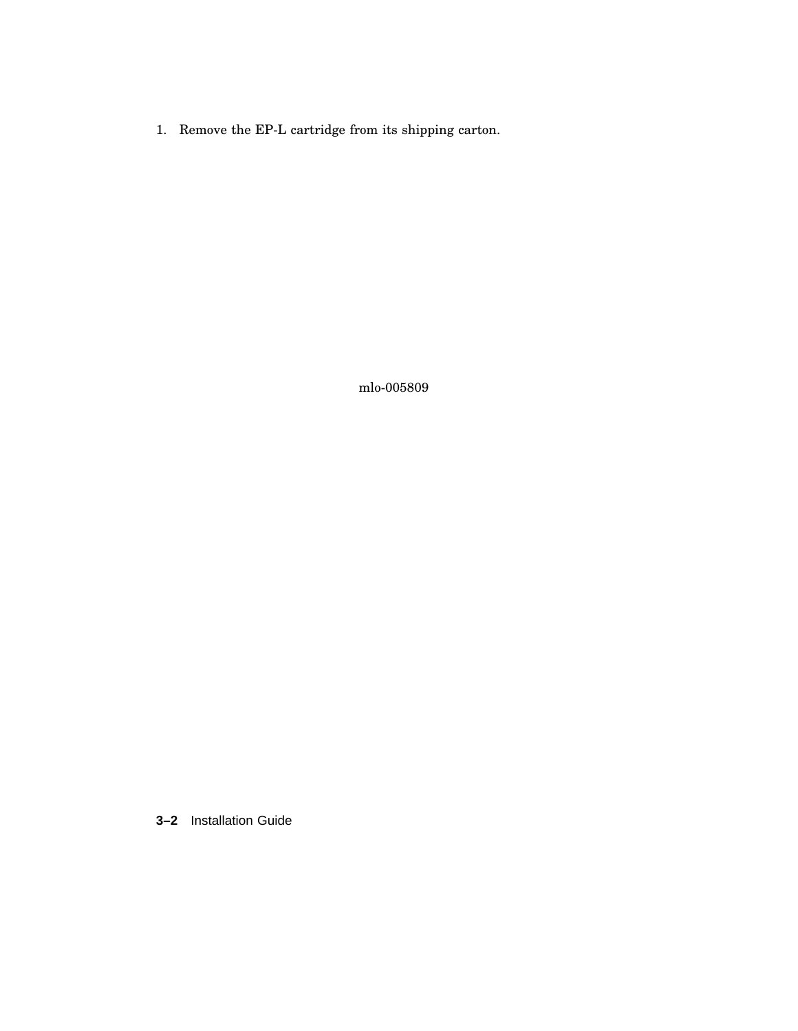1. Remove the EP-L cartridge from its shipping carton.

mlo-005809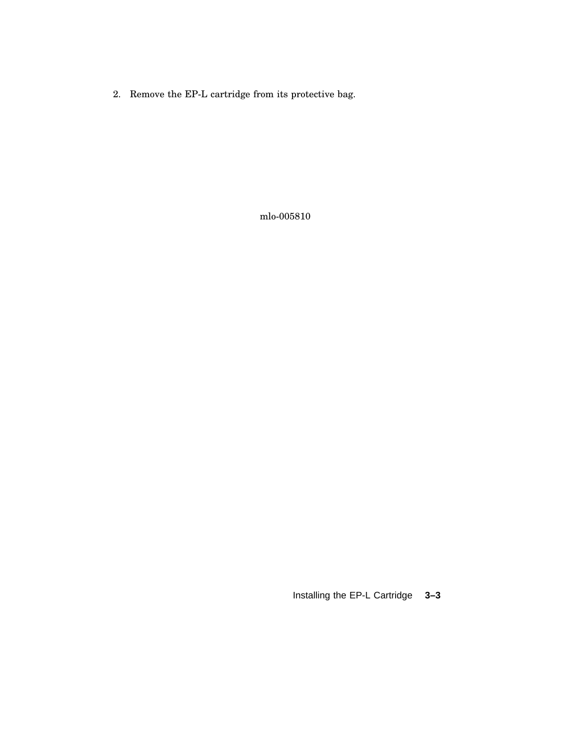2. Remove the EP-L cartridge from its protective bag.

mlo-005810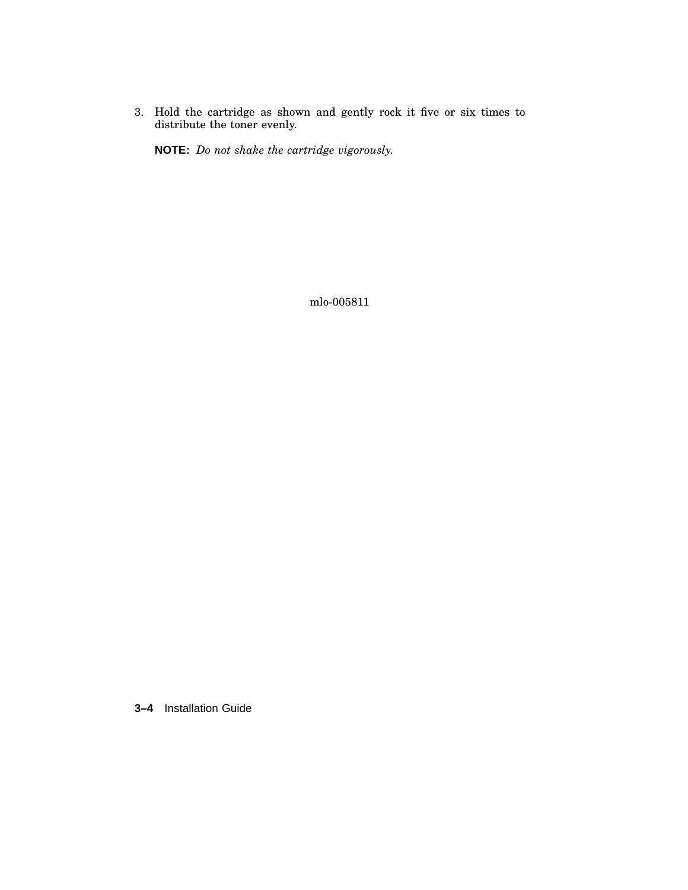3. Hold the cartridge as shown and gently rock it five or six times to distribute the toner evenly.

   **NOTE:** *Do not shake the cartridge vigorously.*

mlo-005811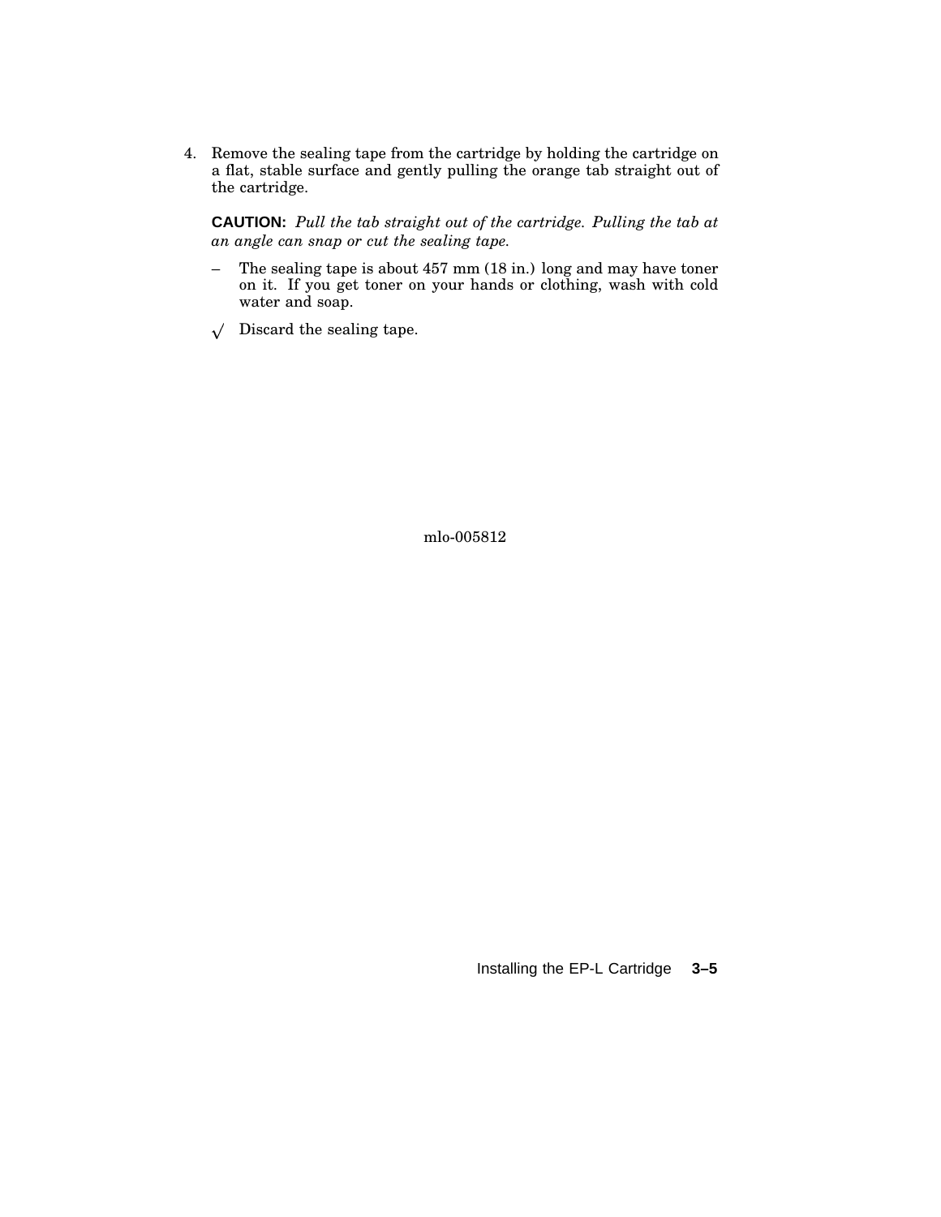4. Remove the sealing tape from the cartridge by holding the cartridge on a flat, stable surface and gently pulling the orange tab straight out of the cartridge.

   **CAUTION:** *Pull the tab straight out of the cartridge. Pulling the tab at an angle can snap or cut the sealing tape.*

   – The sealing tape is about 457 mm (18 in.) long and may have toner on it. If you get toner on your hands or clothing, wash with cold water and soap.

   √ Discard the sealing tape.

mlo-005812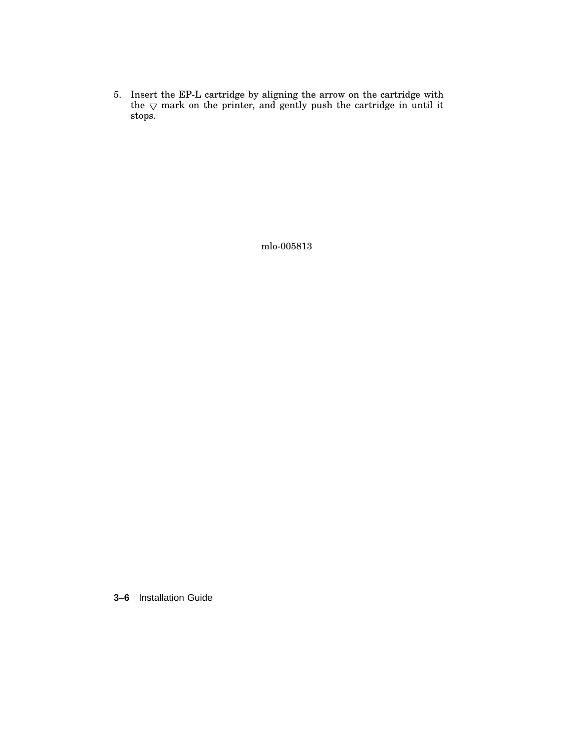5. Insert the EP-L cartridge by aligning the arrow on the cartridge with the ▽ mark on the printer, and gently push the cartridge in until it stops.

mlo-005813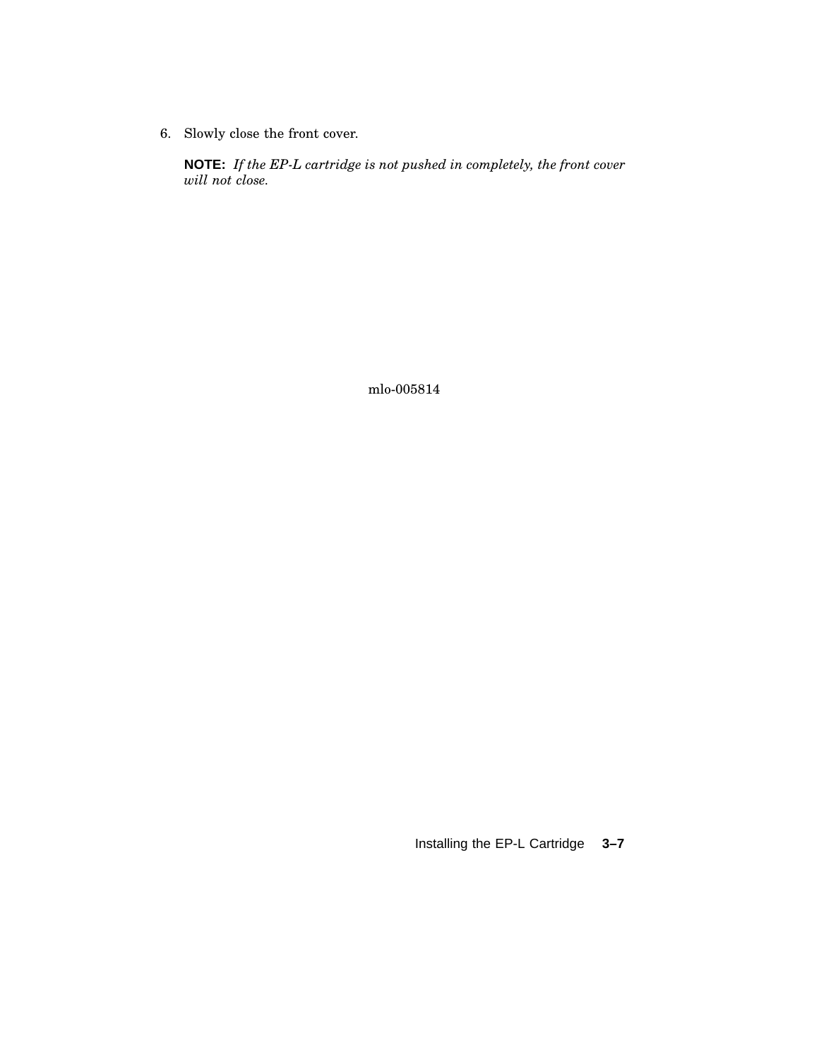6. Slowly close the front cover.

   **NOTE:** *If the EP-L cartridge is not pushed in completely, the front cover will not close.*

mlo-005814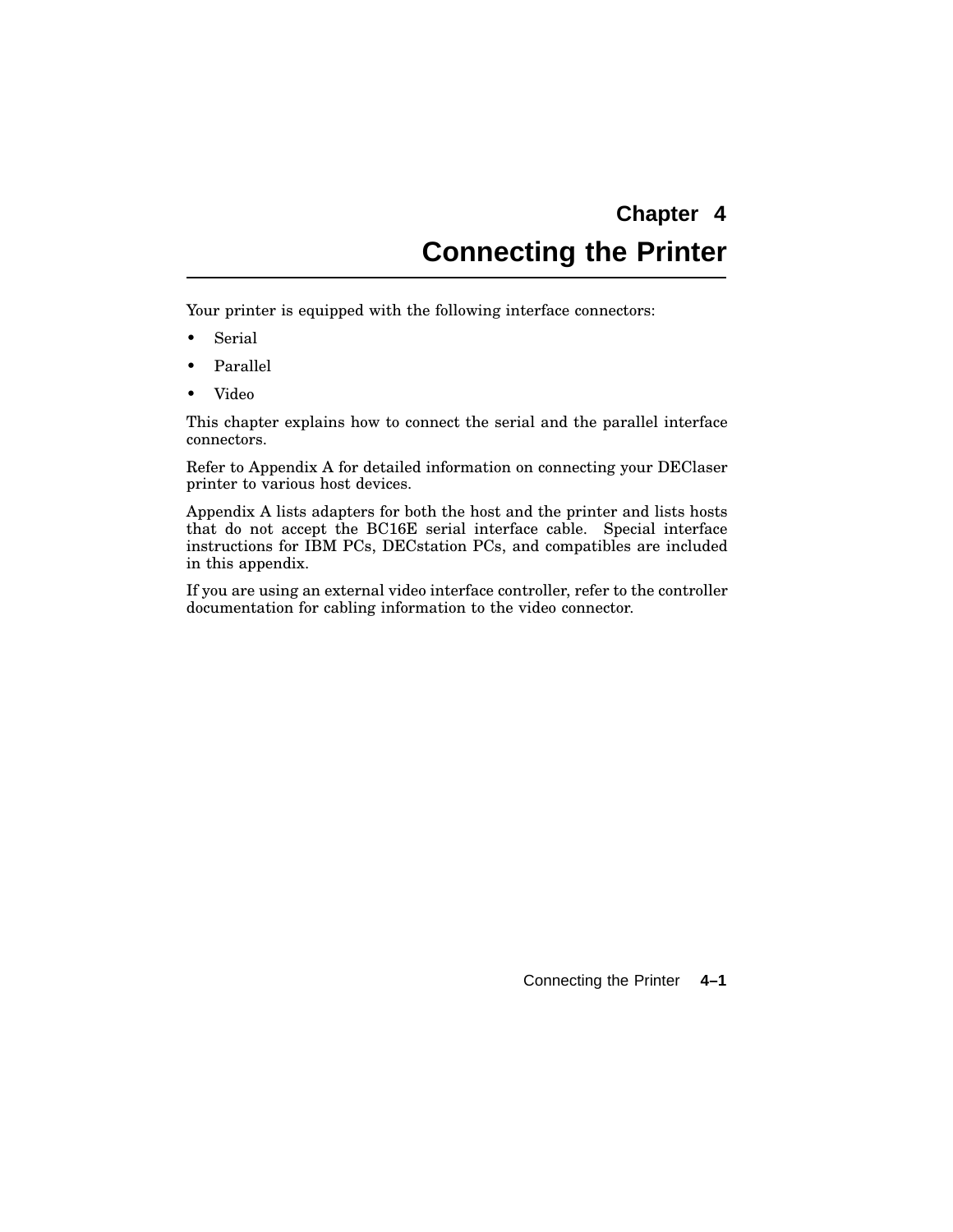# Chapter 4
# Connecting the Printer

Your printer is equipped with the following interface connectors:

- Serial
- Parallel
- Video

This chapter explains how to connect the serial and the parallel interface connectors.

Refer to Appendix A for detailed information on connecting your DEClaser printer to various host devices.

Appendix A lists adapters for both the host and the printer and lists hosts that do not accept the BC16E serial interface cable. Special interface instructions for IBM PCs, DECstation PCs, and compatibles are included in this appendix.

If you are using an external video interface controller, refer to the controller documentation for cabling information to the video connector.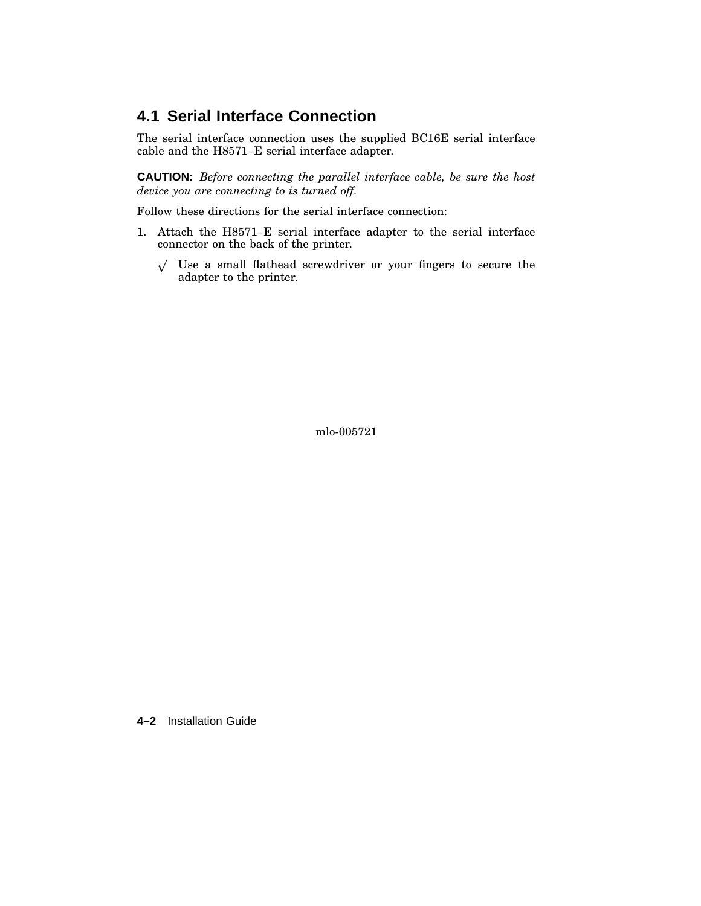## 4.1 Serial Interface Connection

The serial interface connection uses the supplied BC16E serial interface cable and the H8571–E serial interface adapter.

**CAUTION:** *Before connecting the parallel interface cable, be sure the host device you are connecting to is turned off.*

Follow these directions for the serial interface connection:

1. Attach the H8571–E serial interface adapter to the serial interface connector on the back of the printer.

   √ Use a small flathead screwdriver or your fingers to secure the adapter to the printer.

mlo-005721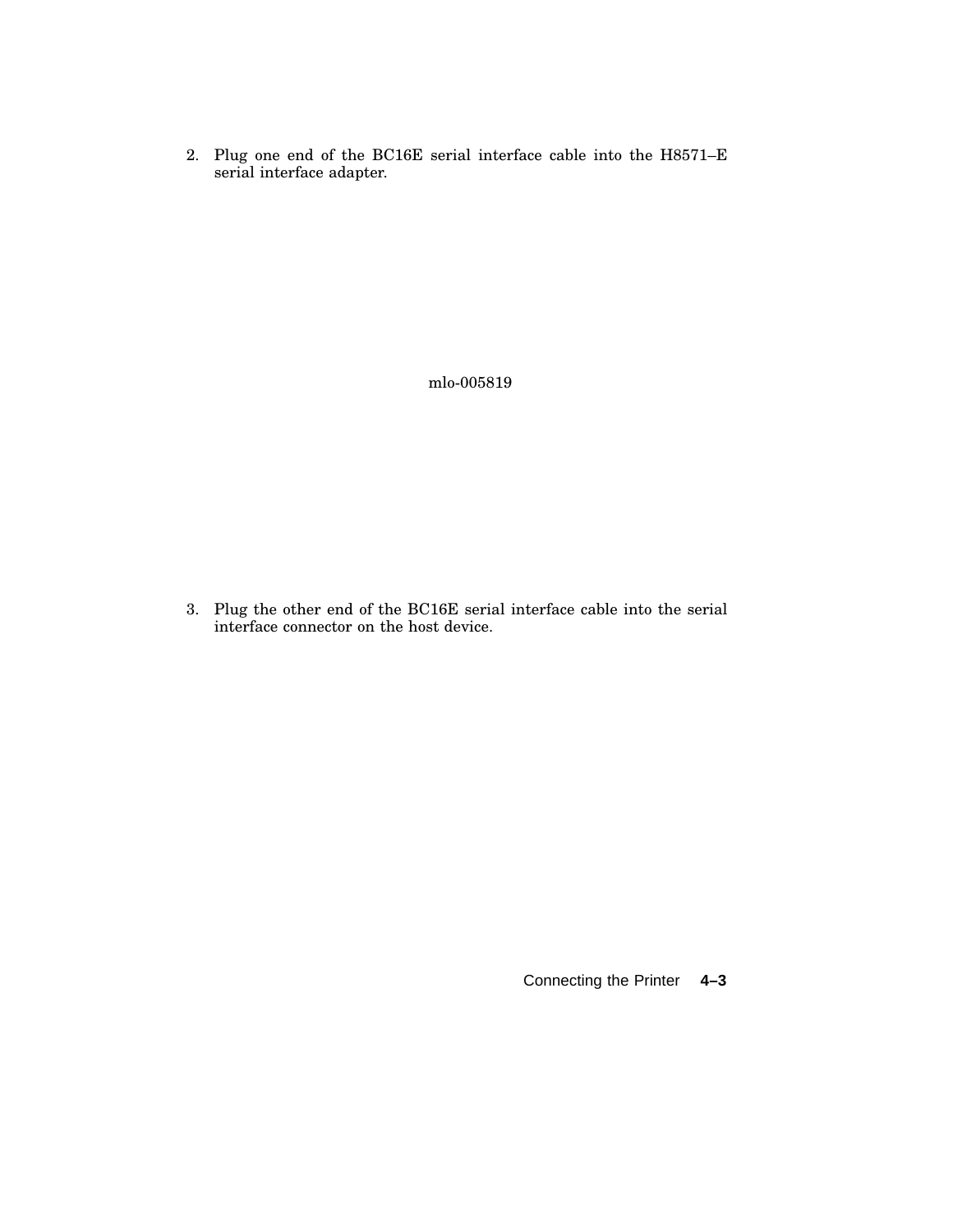2. Plug one end of the BC16E serial interface cable into the H8571–E serial interface adapter.

mlo-005819

3. Plug the other end of the BC16E serial interface cable into the serial interface connector on the host device.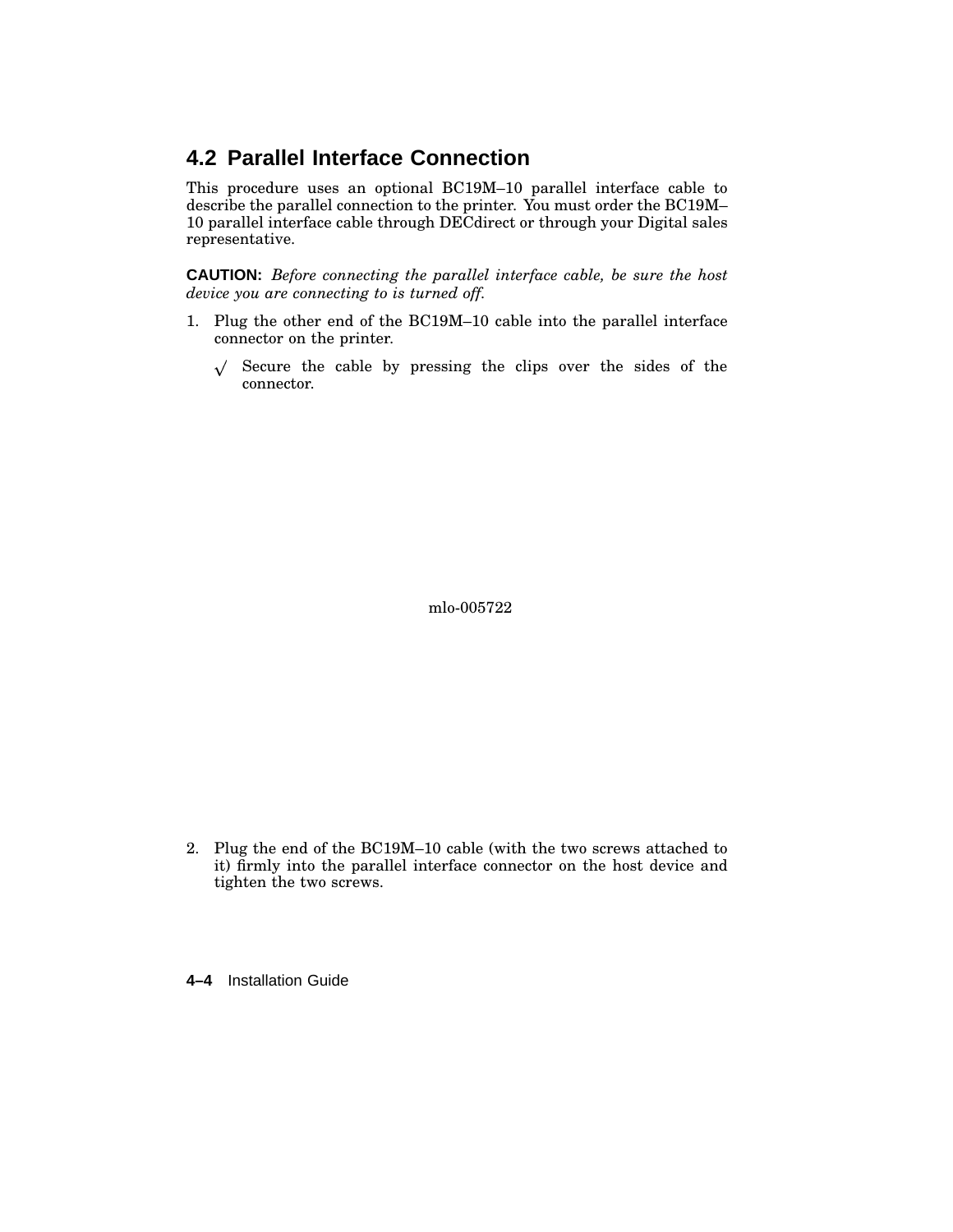## 4.2 Parallel Interface Connection

This procedure uses an optional BC19M–10 parallel interface cable to describe the parallel connection to the printer. You must order the BC19M–10 parallel interface cable through DECdirect or through your Digital sales representative.

**CAUTION:** *Before connecting the parallel interface cable, be sure the host device you are connecting to is turned off.*

1. Plug the other end of the BC19M–10 cable into the parallel interface connector on the printer.

   √ Secure the cable by pressing the clips over the sides of the connector.

mlo-005722

2. Plug the end of the BC19M–10 cable (with the two screws attached to it) firmly into the parallel interface connector on the host device and tighten the two screws.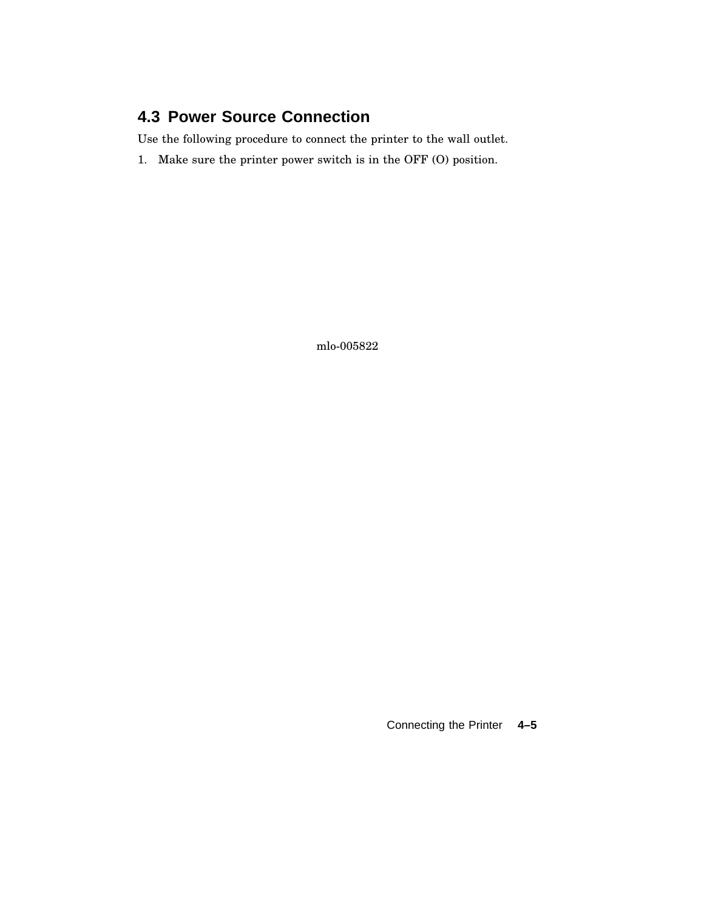## 4.3 Power Source Connection

Use the following procedure to connect the printer to the wall outlet.

1. Make sure the printer power switch is in the OFF (O) position.

mlo-005822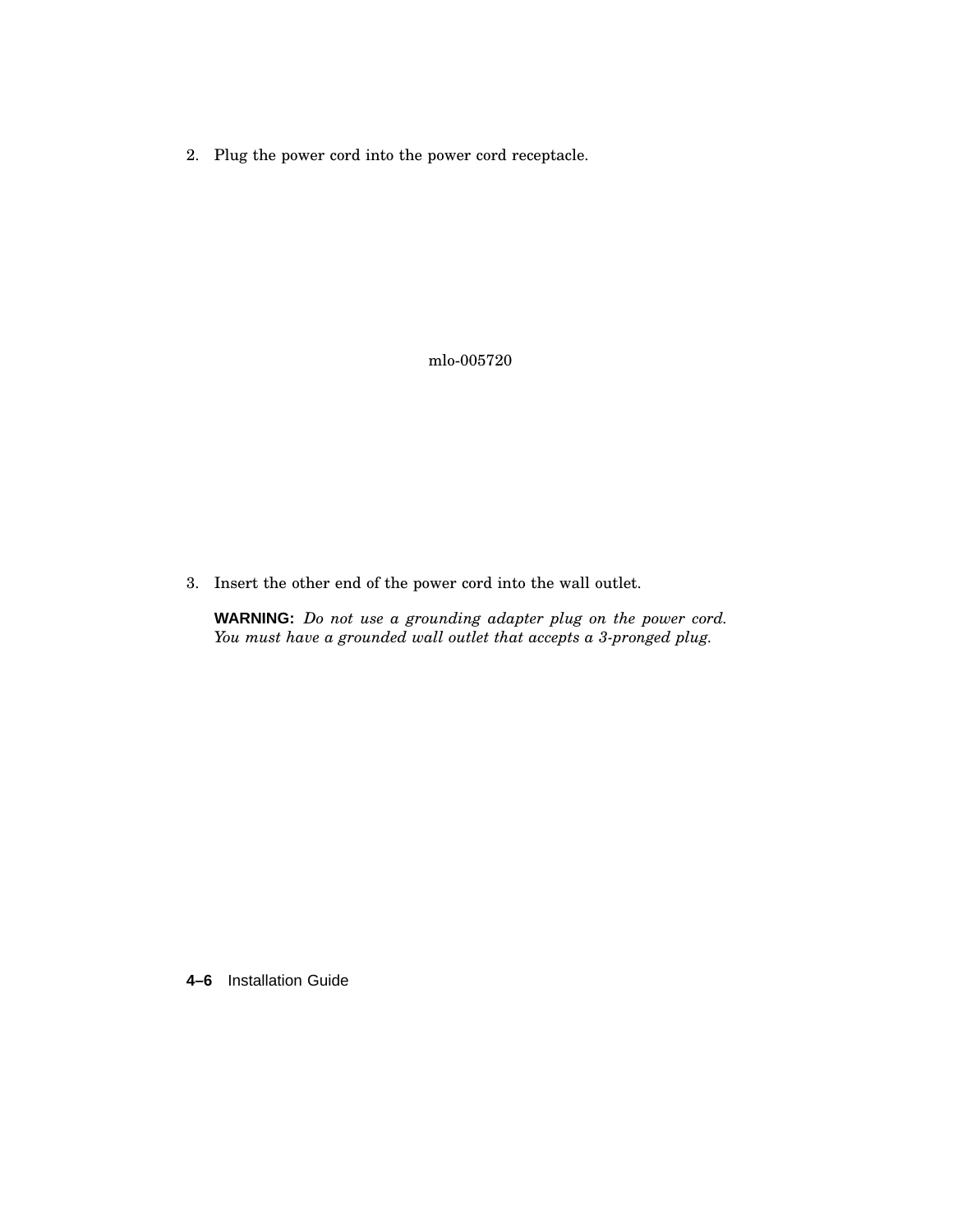2. Plug the power cord into the power cord receptacle.

mlo-005720

3. Insert the other end of the power cord into the wall outlet.

   **WARNING:** *Do not use a grounding adapter plug on the power cord. You must have a grounded wall outlet that accepts a 3-pronged plug.*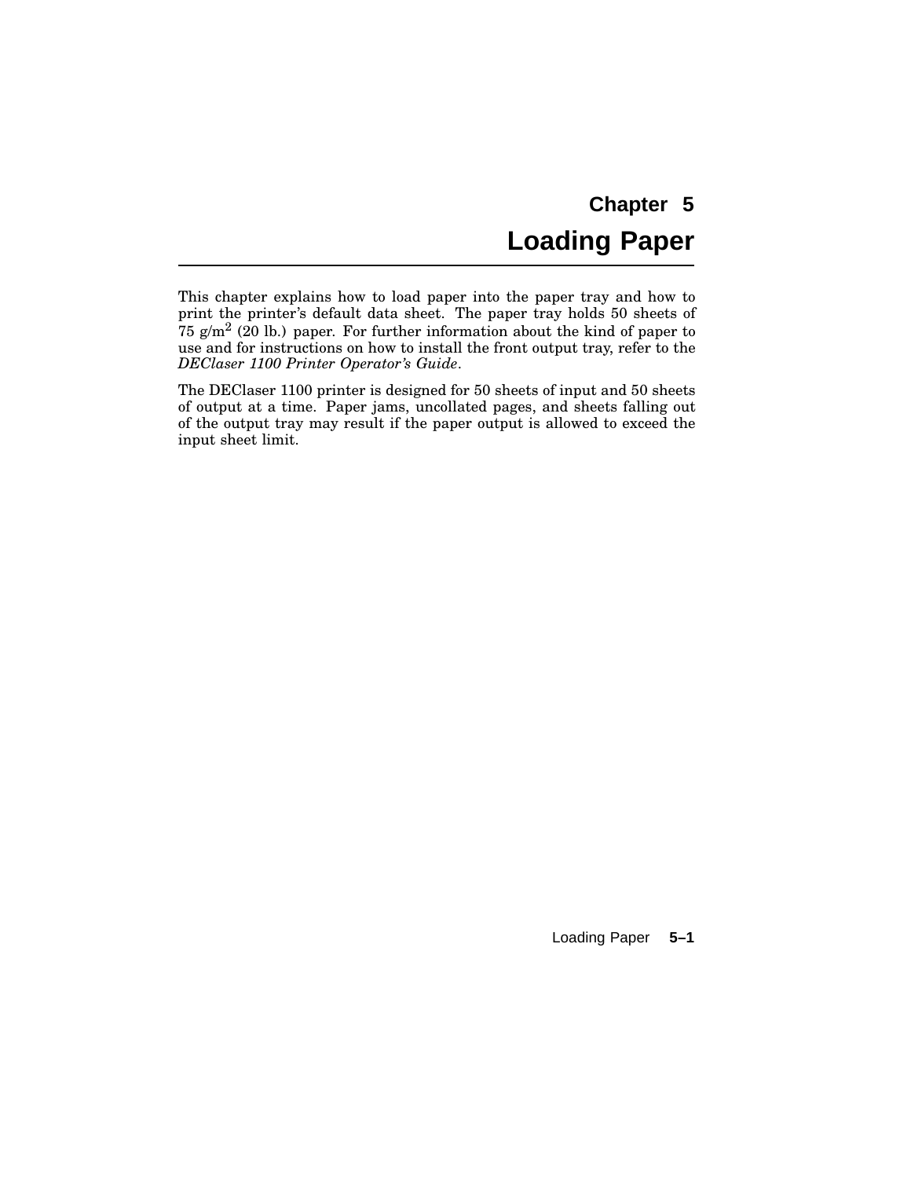# Chapter 5
# Loading Paper

This chapter explains how to load paper into the paper tray and how to print the printer's default data sheet. The paper tray holds 50 sheets of 75 g/$m^2$ (20 lb.) paper. For further information about the kind of paper to use and for instructions on how to install the front output tray, refer to the *DEClaser 1100 Printer Operator's Guide*.

The DEClaser 1100 printer is designed for 50 sheets of input and 50 sheets of output at a time. Paper jams, uncollated pages, and sheets falling out of the output tray may result if the paper output is allowed to exceed the input sheet limit.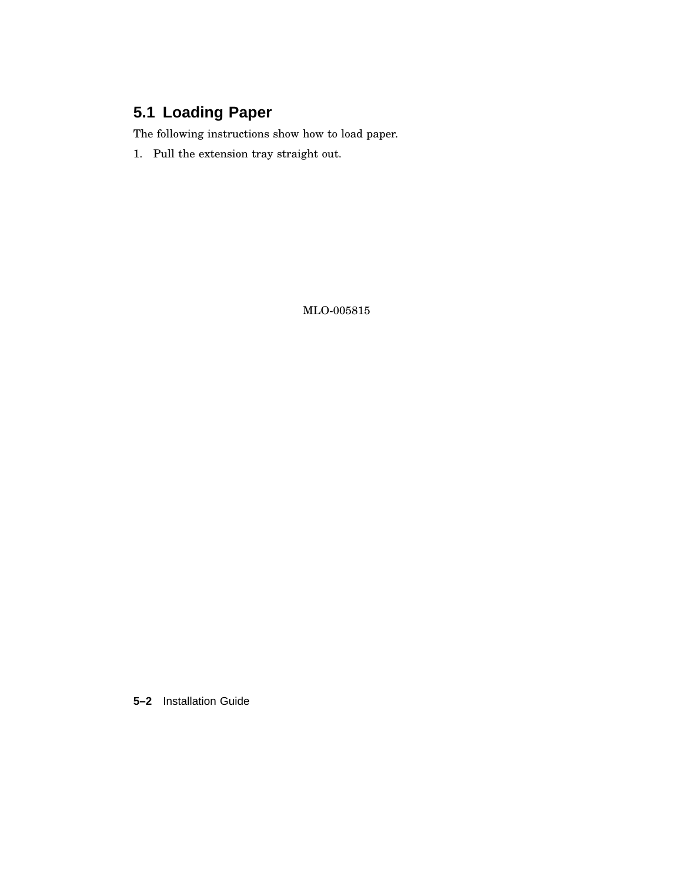## 5.1 Loading Paper

The following instructions show how to load paper.

1. Pull the extension tray straight out.

MLO-005815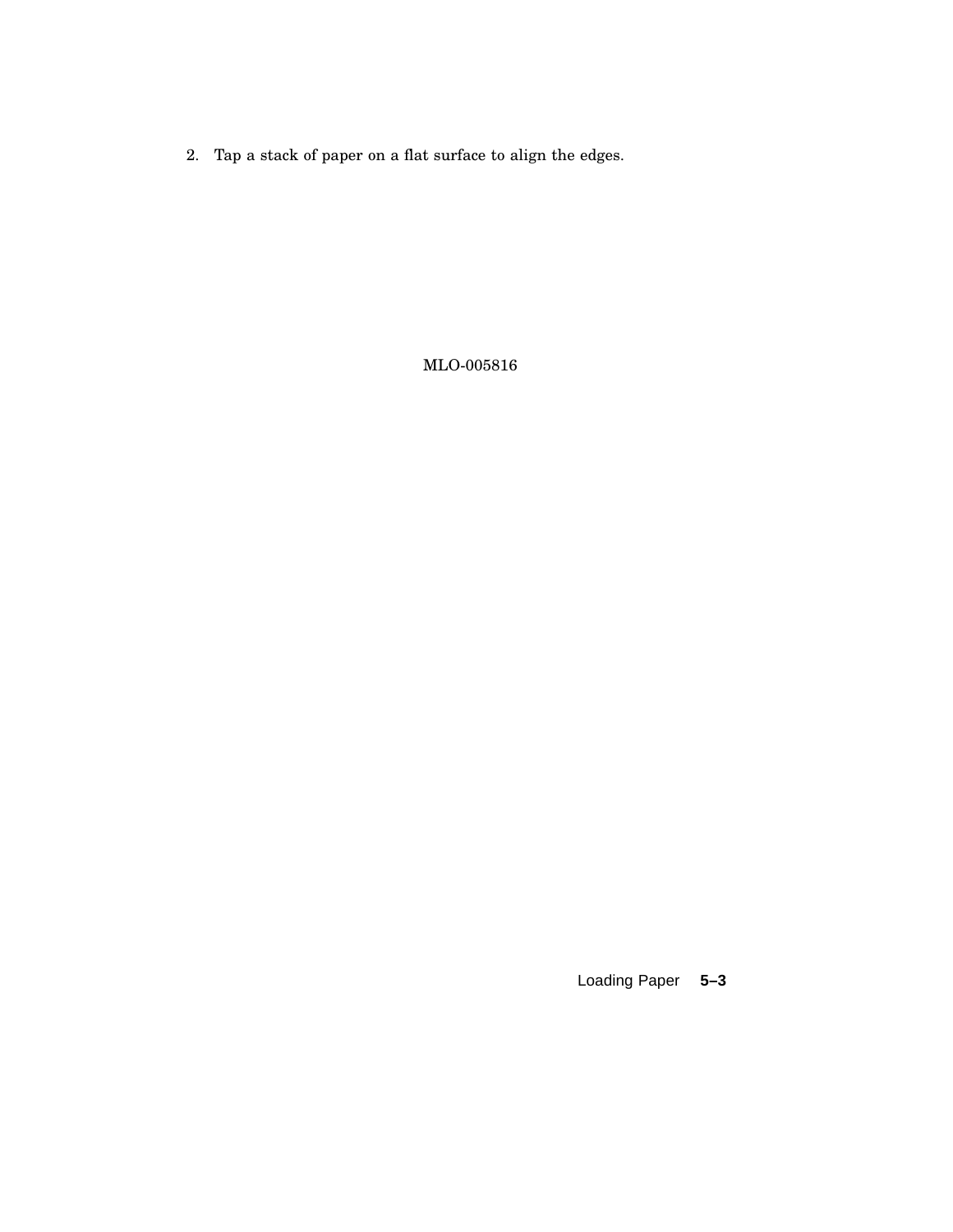2. Tap a stack of paper on a flat surface to align the edges.

MLO-005816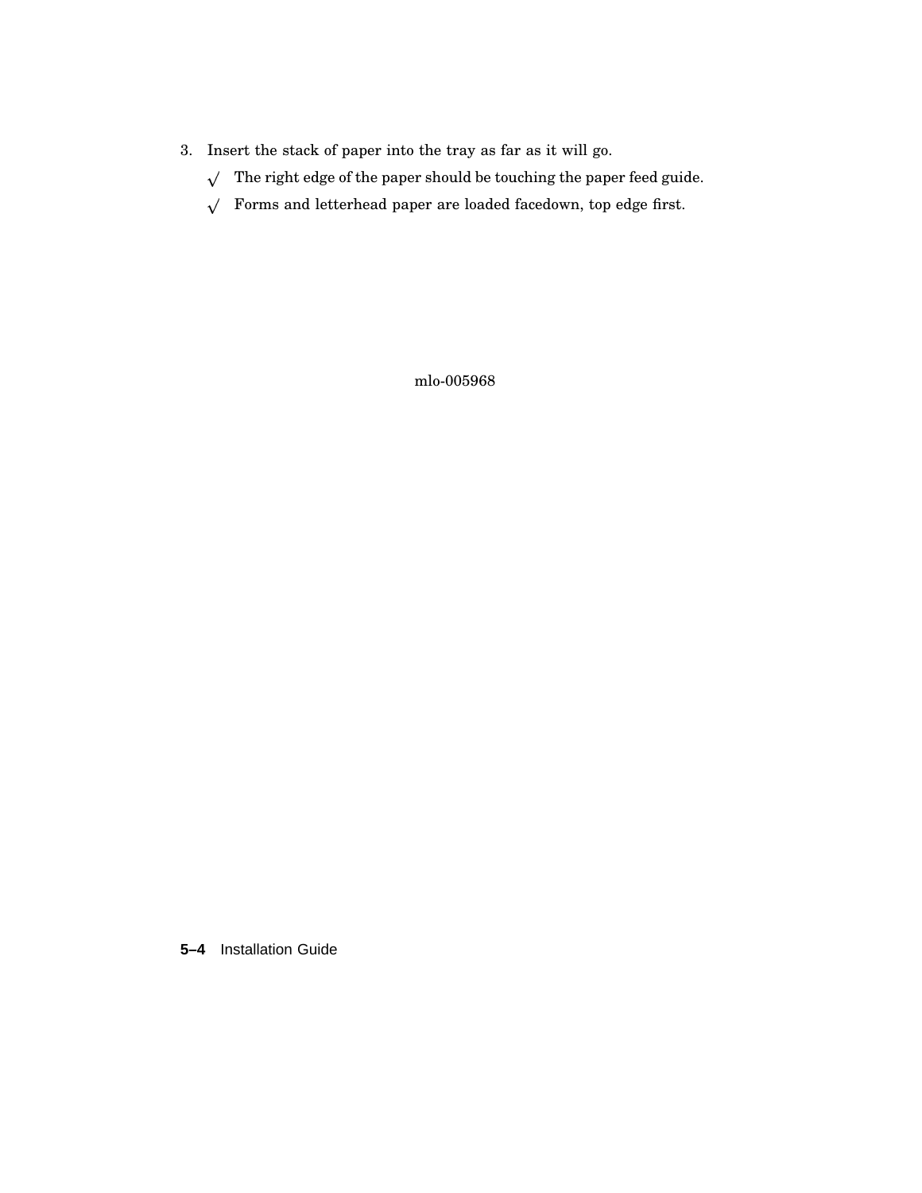3. Insert the stack of paper into the tray as far as it will go.

   √ The right edge of the paper should be touching the paper feed guide.

   √ Forms and letterhead paper are loaded facedown, top edge first.

mlo-005968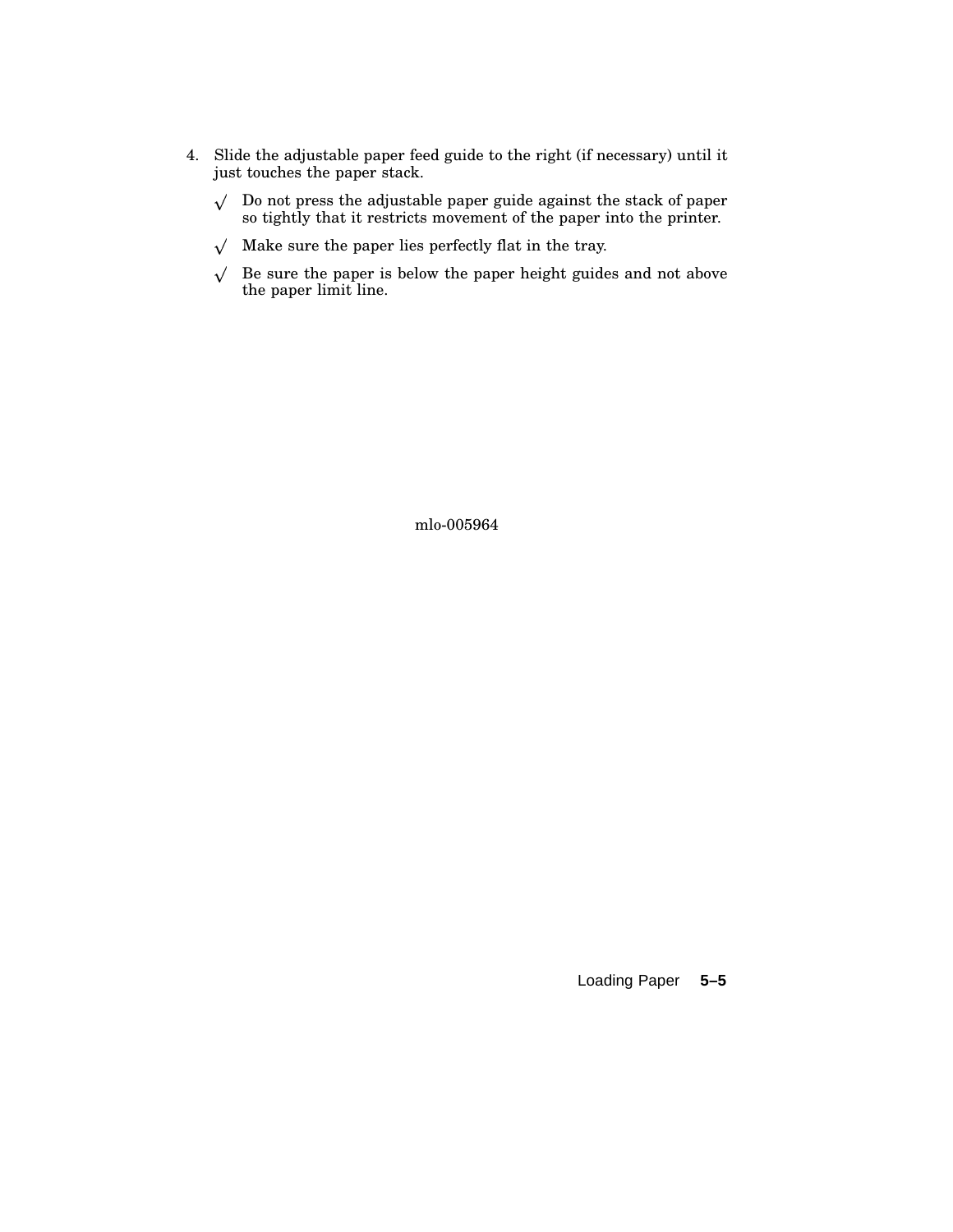4. Slide the adjustable paper feed guide to the right (if necessary) until it just touches the paper stack.

   √ Do not press the adjustable paper guide against the stack of paper so tightly that it restricts movement of the paper into the printer.

   √ Make sure the paper lies perfectly flat in the tray.

   √ Be sure the paper is below the paper height guides and not above the paper limit line.

mlo-005964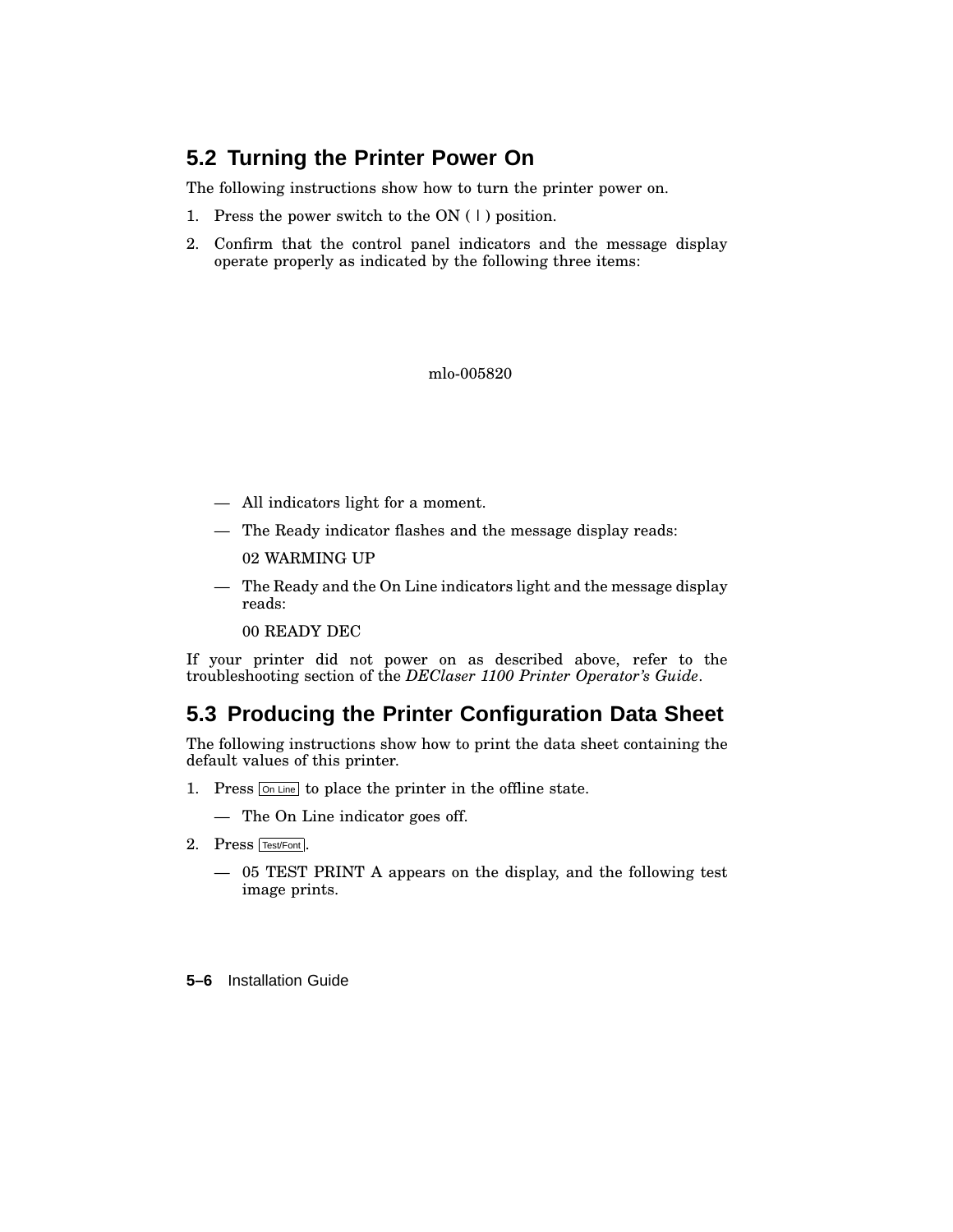## 5.2 Turning the Printer Power On

The following instructions show how to turn the printer power on.

1. Press the power switch to the ON ( | ) position.
2. Confirm that the control panel indicators and the message display operate properly as indicated by the following three items:

mlo-005820

   — All indicators light for a moment.

   — The Ready indicator flashes and the message display reads:

   02 WARMING UP

   — The Ready and the On Line indicators light and the message display reads:

   00 READY DEC

If your printer did not power on as described above, refer to the troubleshooting section of the *DEClaser 1100 Printer Operator's Guide*.

## 5.3 Producing the Printer Configuration Data Sheet

The following instructions show how to print the data sheet containing the default values of this printer.

1. Press On Line to place the printer in the offline state.

   — The On Line indicator goes off.

2. Press Test/Font.

   — 05 TEST PRINT A appears on the display, and the following test image prints.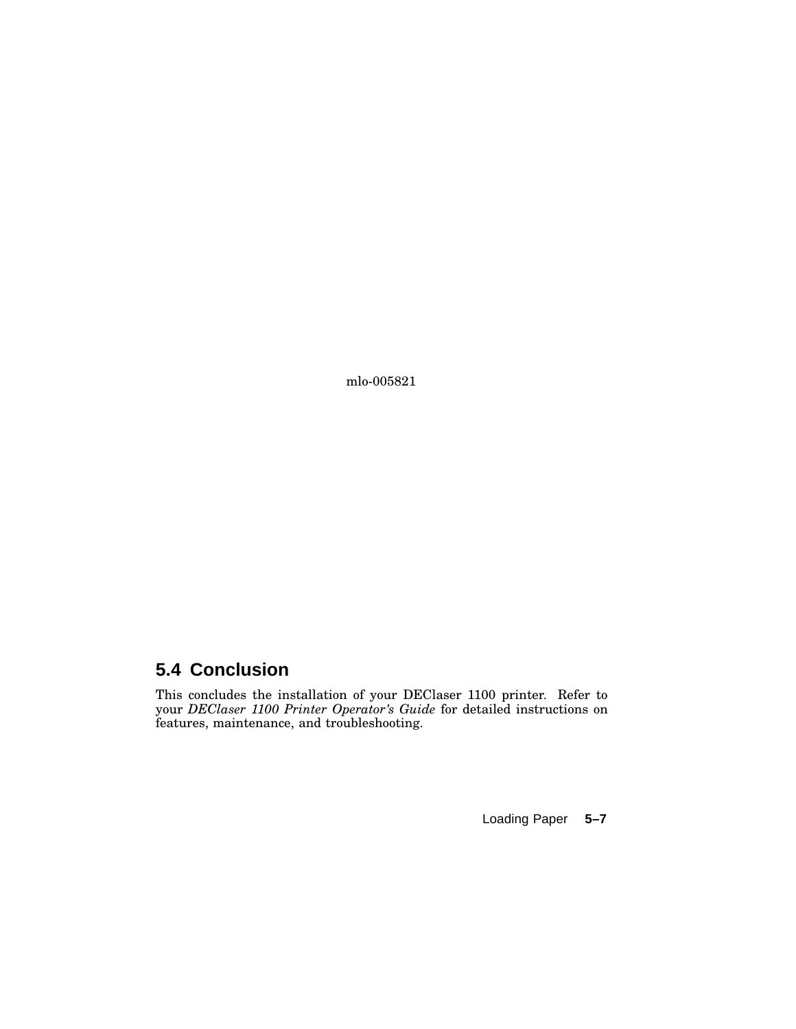mlo-005821

## 5.4 Conclusion

This concludes the installation of your DEClaser 1100 printer. Refer to your *DEClaser 1100 Printer Operator's Guide* for detailed instructions on features, maintenance, and troubleshooting.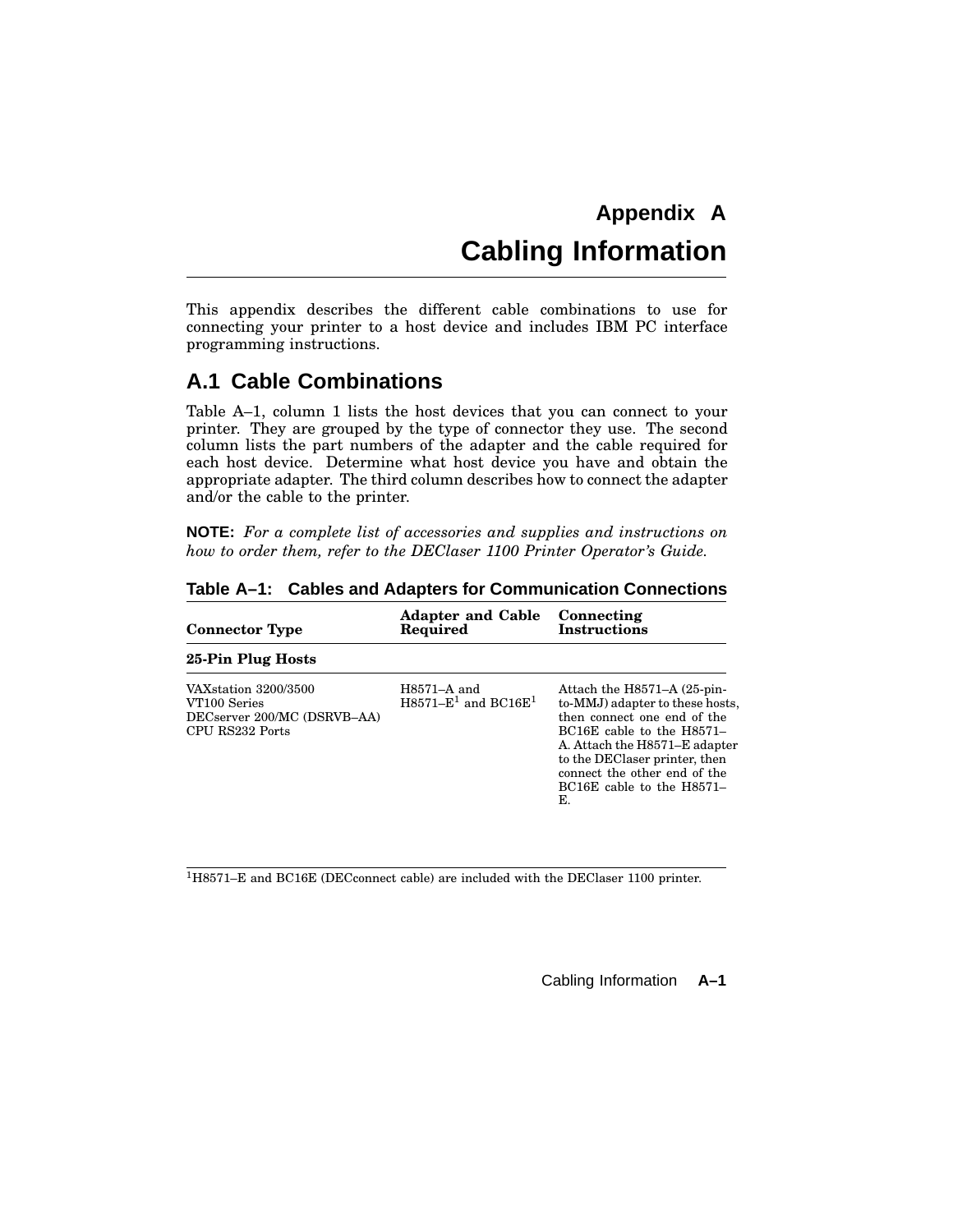# Appendix A

# Cabling Information

This appendix describes the different cable combinations to use for connecting your printer to a host device and includes IBM PC interface programming instructions.

## A.1 Cable Combinations

Table A–1, column 1 lists the host devices that you can connect to your printer. They are grouped by the type of connector they use. The second column lists the part numbers of the adapter and the cable required for each host device. Determine what host device you have and obtain the appropriate adapter. The third column describes how to connect the adapter and/or the cable to the printer.

**NOTE:** *For a complete list of accessories and supplies and instructions on how to order them, refer to the DEClaser 1100 Printer Operator's Guide.*

**Table A–1: Cables and Adapters for Communication Connections**

| Connector Type | Adapter and Cable Required | Connecting Instructions |
|---|---|---|
| **25-Pin Plug Hosts** | | |
| VAXstation 3200/3500<br>VT100 Series<br>DECserver 200/MC (DSRVB–AA)<br>CPU RS232 Ports | H8571–A and H8571–E[1] and BC16E[1] | Attach the H8571–A (25-pin-to-MMJ) adapter to these hosts, then connect one end of the BC16E cable to the H8571–A. Attach the H8571–E adapter to the DEClaser printer, then connect the other end of the BC16E cable to the H8571–E. |

[1]H8571–E and BC16E (DECconnect cable) are included with the DEClaser 1100 printer.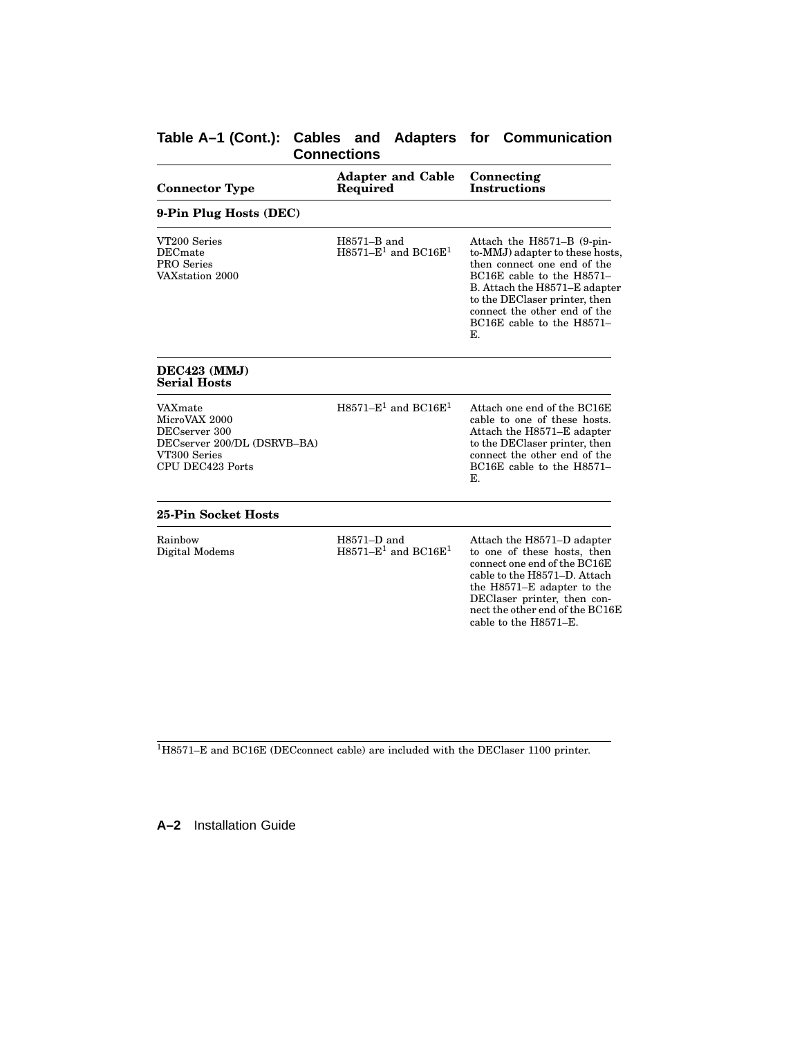**Table A–1 (Cont.): Cables and Adapters for Communication Connections**

| Connector Type | Adapter and Cable Required | Connecting Instructions |
|---|---|---|
| **9-Pin Plug Hosts (DEC)** | | |
| VT200 Series<br>DECmate<br>PRO Series<br>VAXstation 2000 | H8571–B and H8571–E[1] and BC16E[1] | Attach the H8571–B (9-pin-to-MMJ) adapter to these hosts, then connect one end of the BC16E cable to the H8571–B. Attach the H8571–E adapter to the DEClaser printer, then connect the other end of the BC16E cable to the H8571–E. |
| **DEC423 (MMJ) Serial Hosts** | | |
| VAXmate<br>MicroVAX 2000<br>DECserver 300<br>DECserver 200/DL (DSRVB–BA)<br>VT300 Series<br>CPU DEC423 Ports | H8571–E[1] and BC16E[1] | Attach one end of the BC16E cable to one of these hosts. Attach the H8571–E adapter to the DEClaser printer, then connect the other end of the BC16E cable to the H8571–E. |
| **25-Pin Socket Hosts** | | |
| Rainbow<br>Digital Modems | H8571–D and H8571–E[1] and BC16E[1] | Attach the H8571–D adapter to one of these hosts, then connect one end of the BC16E cable to the H8571–D. Attach the H8571–E adapter to the DEClaser printer, then connect the other end of the BC16E cable to the H8571–E. |

[1]H8571–E and BC16E (DECconnect cable) are included with the DEClaser 1100 printer.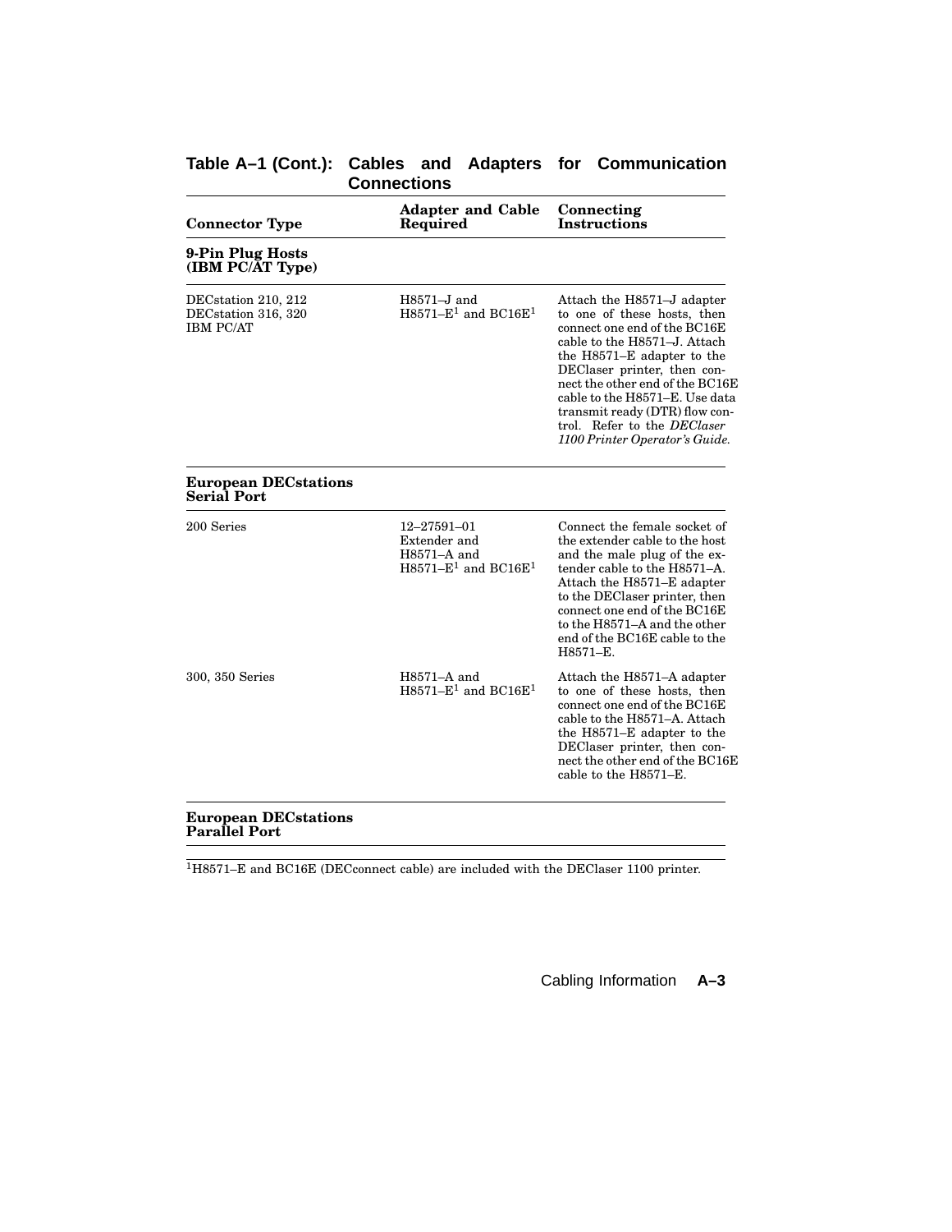**Table A–1 (Cont.): Cables and Adapters for Communication Connections**

| Connector Type | Adapter and Cable Required | Connecting Instructions |
|---|---|---|
| **9-Pin Plug Hosts (IBM PC/AT Type)** | | |
| DECstation 210, 212<br>DECstation 316, 320<br>IBM PC/AT | H8571–J and<br>H8571–E[1] and BC16E[1] | Attach the H8571–J adapter to one of these hosts, then connect one end of the BC16E cable to the H8571–J. Attach the H8571–E adapter to the DEClaser printer, then connect the other end of the BC16E cable to the H8571–E. Use data transmit ready (DTR) flow control. Refer to the *DEClaser 1100 Printer Operator's Guide.* |
| **European DECstations Serial Port** | | |
| 200 Series | 12–27591–01 Extender and<br>H8571–A and<br>H8571–E[1] and BC16E[1] | Connect the female socket of the extender cable to the host and the male plug of the extender cable to the H8571–A. Attach the H8571–E adapter to the DEClaser printer, then connect one end of the BC16E to the H8571–A and the other end of the BC16E cable to the H8571–E. |
| 300, 350 Series | H8571–A and<br>H8571–E[1] and BC16E[1] | Attach the H8571–A adapter to one of these hosts, then connect one end of the BC16E cable to the H8571–A. Attach the H8571–E adapter to the DEClaser printer, then connect the other end of the BC16E cable to the H8571–E. |
| **European DECstations Parallel Port** | | |

[1]H8571–E and BC16E (DECconnect cable) are included with the DEClaser 1100 printer.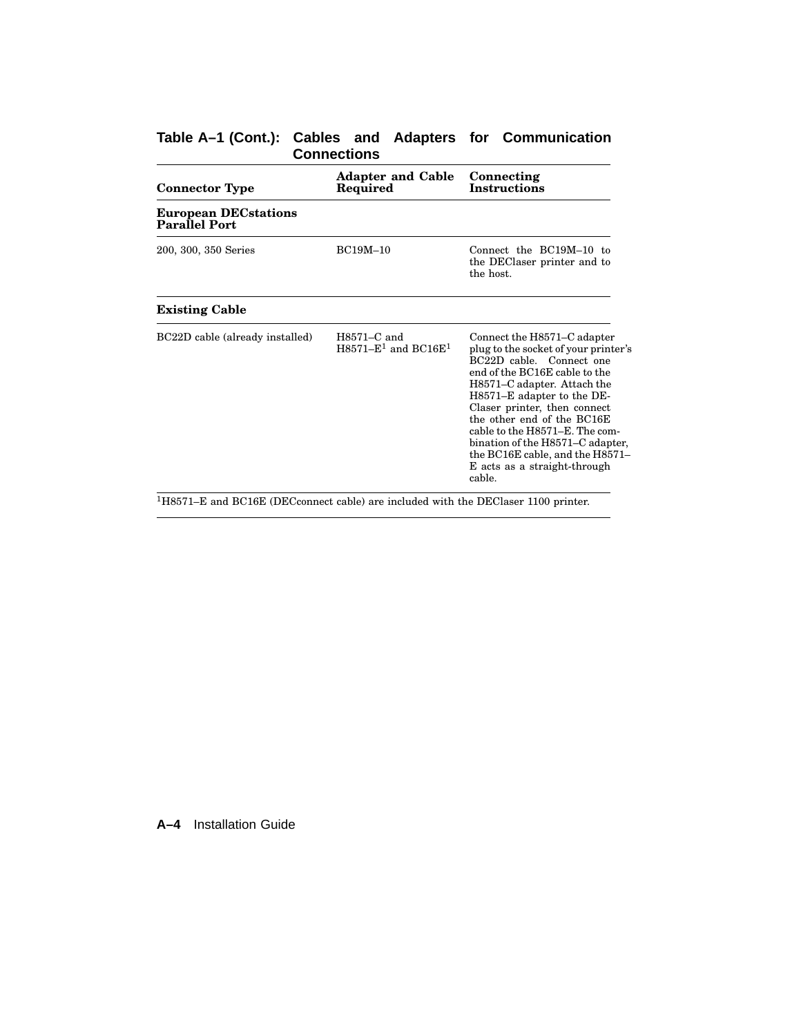**Table A–1 (Cont.): Cables and Adapters for Communication Connections**

| Connector Type | Adapter and Cable Required | Connecting Instructions |
|---|---|---|
| **European DECstations Parallel Port** | | |
| 200, 300, 350 Series | BC19M–10 | Connect the BC19M–10 to the DEClaser printer and to the host. |
| **Existing Cable** | | |
| BC22D cable (already installed) | H8571–C and H8571–E[1] and BC16E[1] | Connect the H8571–C adapter plug to the socket of your printer's BC22D cable. Connect one end of the BC16E cable to the H8571–C adapter. Attach the H8571–E adapter to the DEClaser printer, then connect the other end of the BC16E cable to the H8571–E. The combination of the H8571–C adapter, the BC16E cable, and the H8571–E acts as a straight-through cable. |

[1]H8571–E and BC16E (DECconnect cable) are included with the DEClaser 1100 printer.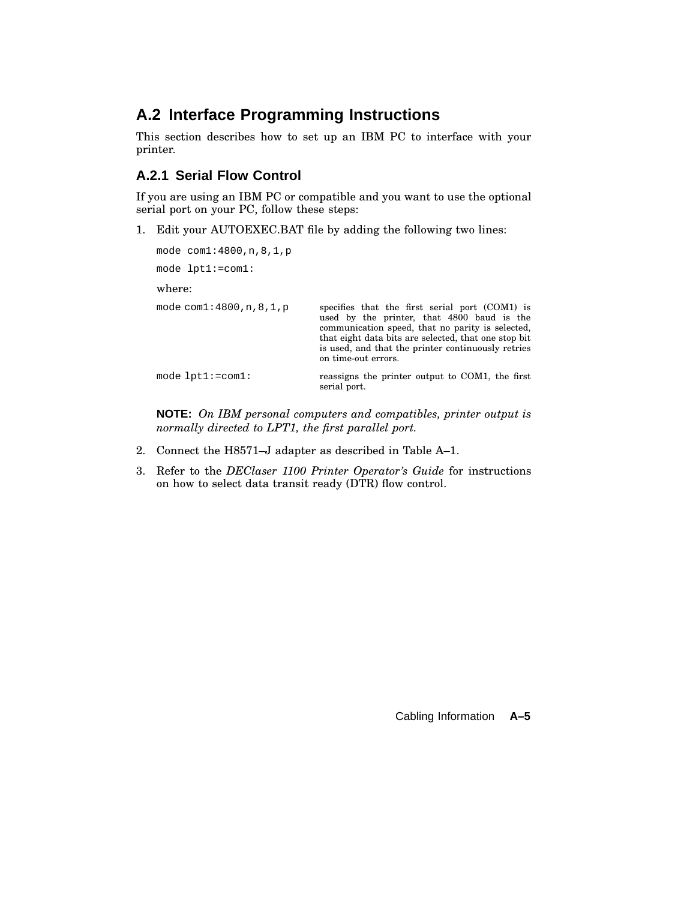## A.2 Interface Programming Instructions

This section describes how to set up an IBM PC to interface with your printer.

### A.2.1 Serial Flow Control

If you are using an IBM PC or compatible and you want to use the optional serial port on your PC, follow these steps:

1. Edit your AUTOEXEC.BAT file by adding the following two lines:

   ```
   mode com1:4800,n,8,1,p
   mode lpt1:=com1:
   ```

   where:

   | | |
   |---|---|
   | `mode com1:4800,n,8,1,p` | specifies that the first serial port (COM1) is used by the printer, that 4800 baud is the communication speed, that no parity is selected, that eight data bits are selected, that one stop bit is used, and that the printer continuously retries on time-out errors. |
   | `mode lpt1:=com1:` | reassigns the printer output to COM1, the first serial port. |

   **NOTE:** *On IBM personal computers and compatibles, printer output is normally directed to LPT1, the first parallel port.*

2. Connect the H8571–J adapter as described in Table A–1.
3. Refer to the *DEClaser 1100 Printer Operator's Guide* for instructions on how to select data transit ready (DTR) flow control.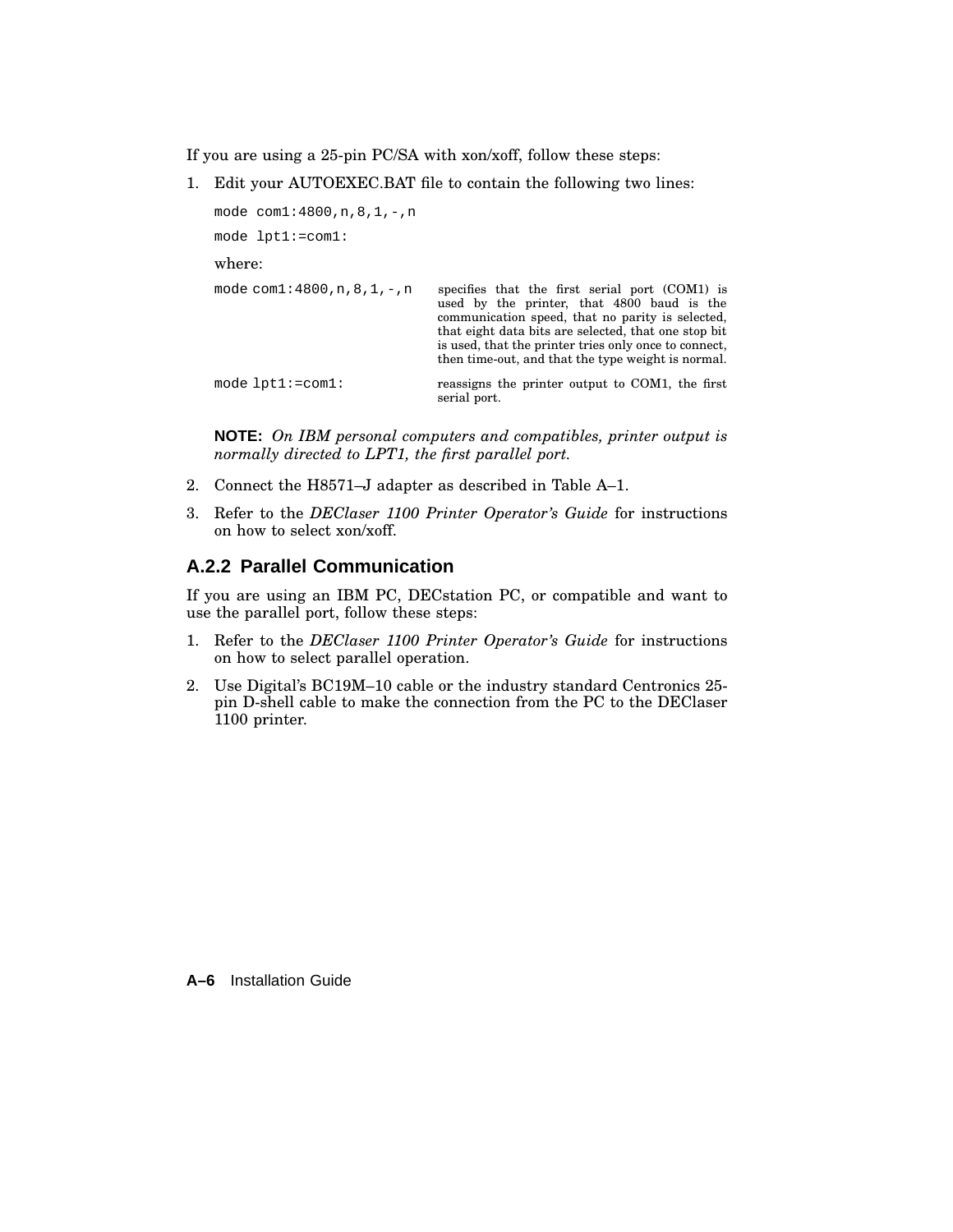If you are using a 25-pin PC/SA with xon/xoff, follow these steps:

1. Edit your AUTOEXEC.BAT file to contain the following two lines:

   ```
   mode com1:4800,n,8,1,-,n
   mode lpt1:=com1:
   ```

   where:

   | | |
   |---|---|
   | `mode com1:4800,n,8,1,-,n` | specifies that the first serial port (COM1) is used by the printer, that 4800 baud is the communication speed, that no parity is selected, that eight data bits are selected, that one stop bit is used, that the printer tries only once to connect, then time-out, and that the type weight is normal. |
   | `mode lpt1:=com1:` | reassigns the printer output to COM1, the first serial port. |

   **NOTE:** *On IBM personal computers and compatibles, printer output is normally directed to LPT1, the first parallel port.*

2. Connect the H8571–J adapter as described in Table A–1.
3. Refer to the *DEClaser 1100 Printer Operator's Guide* for instructions on how to select xon/xoff.

### A.2.2 Parallel Communication

If you are using an IBM PC, DECstation PC, or compatible and want to use the parallel port, follow these steps:

1. Refer to the *DEClaser 1100 Printer Operator's Guide* for instructions on how to select parallel operation.
2. Use Digital's BC19M–10 cable or the industry standard Centronics 25-pin D-shell cable to make the connection from the PC to the DEClaser 1100 printer.